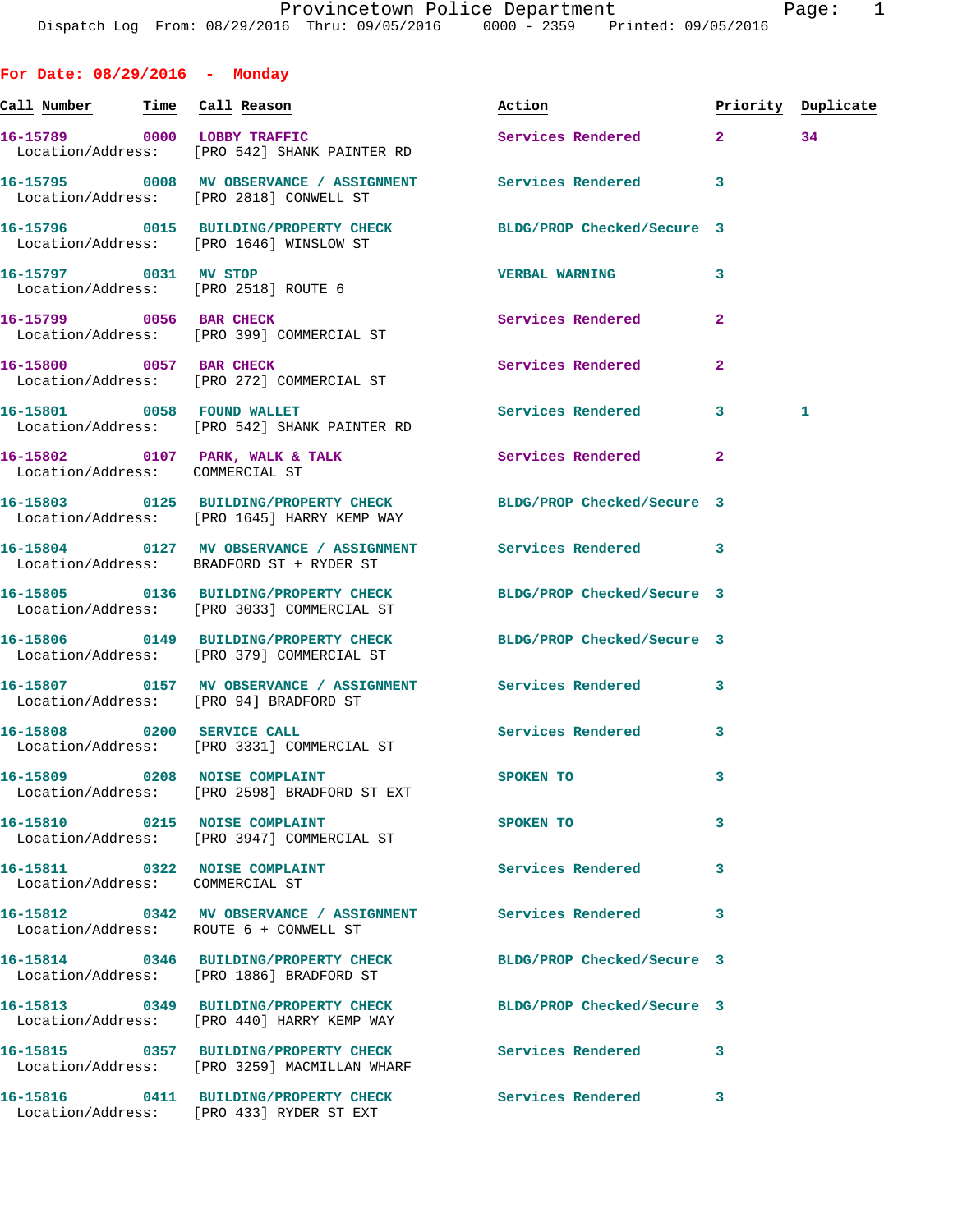Provincetown Police Department
Dispatch Log From: 08/29/2016 Thru: 09/05/2016 0000 - 2359 Printed: 09/05/2016

## For Date: 08/29/2016 - Monday

| Call Number | Time | Call Reason | Action | Priority | Duplicate |
|---|---|---|---|---|---|
| 16-15789 | 0000 | LOBBY TRAFFIC | Services Rendered | 2 | 34 |
| Location/Address: | | [PRO 542] SHANK PAINTER RD | | | |
| 16-15795 | 0008 | MV OBSERVANCE / ASSIGNMENT | Services Rendered | 3 | |
| Location/Address: | | [PRO 2818] CONWELL ST | | | |
| 16-15796 | 0015 | BUILDING/PROPERTY CHECK | BLDG/PROP Checked/Secure | 3 | |
| Location/Address: | | [PRO 1646] WINSLOW ST | | | |
| 16-15797 | 0031 | MV STOP | VERBAL WARNING | 3 | |
| Location/Address: | | [PRO 2518] ROUTE 6 | | | |
| 16-15799 | 0056 | BAR CHECK | Services Rendered | 2 | |
| Location/Address: | | [PRO 399] COMMERCIAL ST | | | |
| 16-15800 | 0057 | BAR CHECK | Services Rendered | 2 | |
| Location/Address: | | [PRO 272] COMMERCIAL ST | | | |
| 16-15801 | 0058 | FOUND WALLET | Services Rendered | 3 | 1 |
| Location/Address: | | [PRO 542] SHANK PAINTER RD | | | |
| 16-15802 | 0107 | PARK, WALK & TALK | Services Rendered | 2 | |
| Location/Address: | | COMMERCIAL ST | | | |
| 16-15803 | 0125 | BUILDING/PROPERTY CHECK | BLDG/PROP Checked/Secure | 3 | |
| Location/Address: | | [PRO 1645] HARRY KEMP WAY | | | |
| 16-15804 | 0127 | MV OBSERVANCE / ASSIGNMENT | Services Rendered | 3 | |
| Location/Address: | | BRADFORD ST + RYDER ST | | | |
| 16-15805 | 0136 | BUILDING/PROPERTY CHECK | BLDG/PROP Checked/Secure | 3 | |
| Location/Address: | | [PRO 3033] COMMERCIAL ST | | | |
| 16-15806 | 0149 | BUILDING/PROPERTY CHECK | BLDG/PROP Checked/Secure | 3 | |
| Location/Address: | | [PRO 379] COMMERCIAL ST | | | |
| 16-15807 | 0157 | MV OBSERVANCE / ASSIGNMENT | Services Rendered | 3 | |
| Location/Address: | | [PRO 94] BRADFORD ST | | | |
| 16-15808 | 0200 | SERVICE CALL | Services Rendered | 3 | |
| Location/Address: | | [PRO 3331] COMMERCIAL ST | | | |
| 16-15809 | 0208 | NOISE COMPLAINT | SPOKEN TO | 3 | |
| Location/Address: | | [PRO 2598] BRADFORD ST EXT | | | |
| 16-15810 | 0215 | NOISE COMPLAINT | SPOKEN TO | 3 | |
| Location/Address: | | [PRO 3947] COMMERCIAL ST | | | |
| 16-15811 | 0322 | NOISE COMPLAINT | Services Rendered | 3 | |
| Location/Address: | | COMMERCIAL ST | | | |
| 16-15812 | 0342 | MV OBSERVANCE / ASSIGNMENT | Services Rendered | 3 | |
| Location/Address: | | ROUTE 6 + CONWELL ST | | | |
| 16-15814 | 0346 | BUILDING/PROPERTY CHECK | BLDG/PROP Checked/Secure | 3 | |
| Location/Address: | | [PRO 1886] BRADFORD ST | | | |
| 16-15813 | 0349 | BUILDING/PROPERTY CHECK | BLDG/PROP Checked/Secure | 3 | |
| Location/Address: | | [PRO 440] HARRY KEMP WAY | | | |
| 16-15815 | 0357 | BUILDING/PROPERTY CHECK | Services Rendered | 3 | |
| Location/Address: | | [PRO 3259] MACMILLAN WHARF | | | |
| 16-15816 | 0411 | BUILDING/PROPERTY CHECK | Services Rendered | 3 | |
| Location/Address: | | [PRO 433] RYDER ST EXT | | | |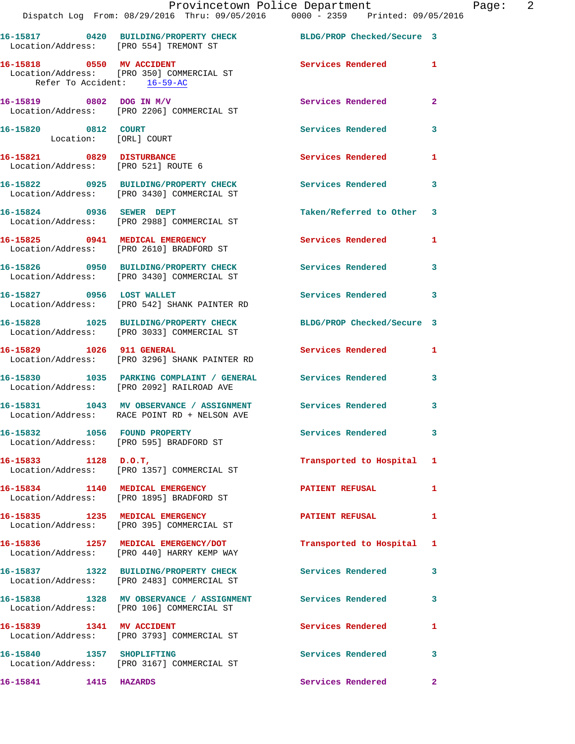16-15817 0420 BUILDING/PROPERTY CHECK BLDG/PROP Checked/Secure 3
Location/Address: [PRO 554] TREMONT ST

16-15818 0550 MV ACCIDENT Services Rendered 1
Location/Address: [PRO 350] COMMERCIAL ST
Refer To Accident: 16-59-AC

16-15819 0802 DOG IN M/V Services Rendered 2
Location/Address: [PRO 2206] COMMERCIAL ST

16-15820 0812 COURT Services Rendered 3
Location: [ORL] COURT

16-15821 0829 DISTURBANCE Services Rendered 1
Location/Address: [PRO 521] ROUTE 6

16-15822 0925 BUILDING/PROPERTY CHECK Services Rendered 3
Location/Address: [PRO 3430] COMMERCIAL ST

16-15824 0936 SEWER DEPT Taken/Referred to Other 3
Location/Address: [PRO 2988] COMMERCIAL ST

16-15825 0941 MEDICAL EMERGENCY Services Rendered 1
Location/Address: [PRO 2610] BRADFORD ST

16-15826 0950 BUILDING/PROPERTY CHECK Services Rendered 3
Location/Address: [PRO 3430] COMMERCIAL ST

16-15827 0956 LOST WALLET Services Rendered 3
Location/Address: [PRO 542] SHANK PAINTER RD

16-15828 1025 BUILDING/PROPERTY CHECK BLDG/PROP Checked/Secure 3
Location/Address: [PRO 3033] COMMERCIAL ST

16-15829 1026 911 GENERAL Services Rendered 1
Location/Address: [PRO 3296] SHANK PAINTER RD

16-15830 1035 PARKING COMPLAINT / GENERAL Services Rendered 3
Location/Address: [PRO 2092] RAILROAD AVE

16-15831 1043 MV OBSERVANCE / ASSIGNMENT Services Rendered 3
Location/Address: RACE POINT RD + NELSON AVE

16-15832 1056 FOUND PROPERTY Services Rendered 3
Location/Address: [PRO 595] BRADFORD ST

16-15833 1128 D.O.T, Transported to Hospital 1
Location/Address: [PRO 1357] COMMERCIAL ST

16-15834 1140 MEDICAL EMERGENCY PATIENT REFUSAL 1
Location/Address: [PRO 1895] BRADFORD ST

16-15835 1235 MEDICAL EMERGENCY PATIENT REFUSAL 1
Location/Address: [PRO 395] COMMERCIAL ST

16-15836 1257 MEDICAL EMERGENCY/DOT Transported to Hospital 1
Location/Address: [PRO 440] HARRY KEMP WAY

16-15837 1322 BUILDING/PROPERTY CHECK Services Rendered 3
Location/Address: [PRO 2483] COMMERCIAL ST

16-15838 1328 MV OBSERVANCE / ASSIGNMENT Services Rendered 3
Location/Address: [PRO 106] COMMERCIAL ST

16-15839 1341 MV ACCIDENT Services Rendered 1
Location/Address: [PRO 3793] COMMERCIAL ST

16-15840 1357 SHOPLIFTING Services Rendered 3
Location/Address: [PRO 3167] COMMERCIAL ST

16-15841 1415 HAZARDS Services Rendered 2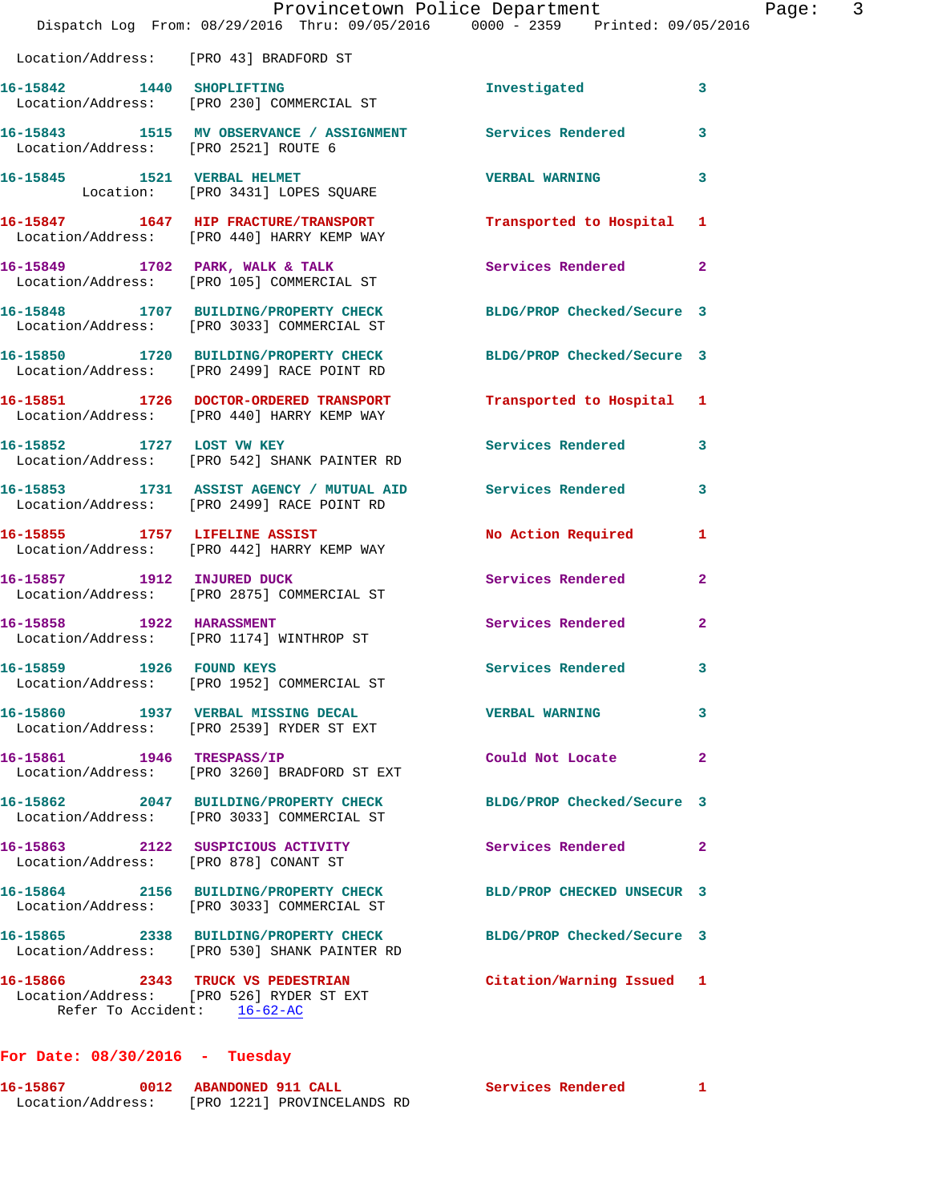Location/Address: [PRO 43] BRADFORD ST

16-15842 1440 SHOPLIFTING Investigated 3
Location/Address: [PRO 230] COMMERCIAL ST

16-15843 1515 MV OBSERVANCE / ASSIGNMENT Services Rendered 3
Location/Address: [PRO 2521] ROUTE 6

16-15845 1521 VERBAL HELMET VERBAL WARNING 3
Location: [PRO 3431] LOPES SQUARE

16-15847 1647 HIP FRACTURE/TRANSPORT Transported to Hospital 1
Location/Address: [PRO 440] HARRY KEMP WAY

16-15849 1702 PARK, WALK & TALK Services Rendered 2
Location/Address: [PRO 105] COMMERCIAL ST

16-15848 1707 BUILDING/PROPERTY CHECK BLDG/PROP Checked/Secure 3
Location/Address: [PRO 3033] COMMERCIAL ST

16-15850 1720 BUILDING/PROPERTY CHECK BLDG/PROP Checked/Secure 3
Location/Address: [PRO 2499] RACE POINT RD

16-15851 1726 DOCTOR-ORDERED TRANSPORT Transported to Hospital 1
Location/Address: [PRO 440] HARRY KEMP WAY

16-15852 1727 LOST VW KEY Services Rendered 3
Location/Address: [PRO 542] SHANK PAINTER RD

16-15853 1731 ASSIST AGENCY / MUTUAL AID Services Rendered 3
Location/Address: [PRO 2499] RACE POINT RD

16-15855 1757 LIFELINE ASSIST No Action Required 1
Location/Address: [PRO 442] HARRY KEMP WAY

16-15857 1912 INJURED DUCK Services Rendered 2
Location/Address: [PRO 2875] COMMERCIAL ST

16-15858 1922 HARASSMENT Services Rendered 2
Location/Address: [PRO 1174] WINTHROP ST

16-15859 1926 FOUND KEYS Services Rendered 3
Location/Address: [PRO 1952] COMMERCIAL ST

16-15860 1937 VERBAL MISSING DECAL VERBAL WARNING 3
Location/Address: [PRO 2539] RYDER ST EXT

16-15861 1946 TRESPASS/IP Could Not Locate 2
Location/Address: [PRO 3260] BRADFORD ST EXT

16-15862 2047 BUILDING/PROPERTY CHECK BLDG/PROP Checked/Secure 3
Location/Address: [PRO 3033] COMMERCIAL ST

16-15863 2122 SUSPICIOUS ACTIVITY Services Rendered 2
Location/Address: [PRO 878] CONANT ST

16-15864 2156 BUILDING/PROPERTY CHECK BLD/PROP CHECKED UNSECUR 3
Location/Address: [PRO 3033] COMMERCIAL ST

16-15865 2338 BUILDING/PROPERTY CHECK BLDG/PROP Checked/Secure 3
Location/Address: [PRO 530] SHANK PAINTER RD

16-15866 2343 TRUCK VS PEDESTRIAN Citation/Warning Issued 1
Location/Address: [PRO 526] RYDER ST EXT
Refer To Accident: 16-62-AC

## For Date: 08/30/2016 - Tuesday

16-15867 0012 ABANDONED 911 CALL Services Rendered 1
Location/Address: [PRO 1221] PROVINCELANDS RD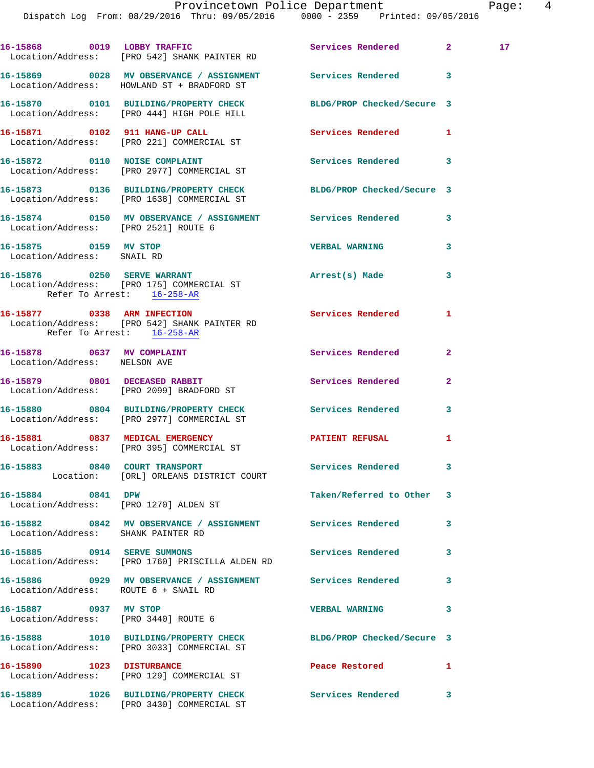16-15868 0019 LOBBY TRAFFIC Services Rendered 2 17
Location/Address: [PRO 542] SHANK PAINTER RD

16-15869 0028 MV OBSERVANCE / ASSIGNMENT Services Rendered 3
Location/Address: HOWLAND ST + BRADFORD ST

16-15870 0101 BUILDING/PROPERTY CHECK BLDG/PROP Checked/Secure 3
Location/Address: [PRO 444] HIGH POLE HILL

16-15871 0102 911 HANG-UP CALL Services Rendered 1
Location/Address: [PRO 221] COMMERCIAL ST

16-15872 0110 NOISE COMPLAINT Services Rendered 3
Location/Address: [PRO 2977] COMMERCIAL ST

16-15873 0136 BUILDING/PROPERTY CHECK BLDG/PROP Checked/Secure 3
Location/Address: [PRO 1638] COMMERCIAL ST

16-15874 0150 MV OBSERVANCE / ASSIGNMENT Services Rendered 3
Location/Address: [PRO 2521] ROUTE 6

16-15875 0159 MV STOP VERBAL WARNING 3
Location/Address: SNAIL RD

16-15876 0250 SERVE WARRANT Arrest(s) Made 3
Location/Address: [PRO 175] COMMERCIAL ST
Refer To Arrest: 16-258-AR

16-15877 0338 ARM INFECTION Services Rendered 1
Location/Address: [PRO 542] SHANK PAINTER RD
Refer To Arrest: 16-258-AR

16-15878 0637 MV COMPLAINT Services Rendered 2
Location/Address: NELSON AVE

16-15879 0801 DECEASED RABBIT Services Rendered 2
Location/Address: [PRO 2099] BRADFORD ST

16-15880 0804 BUILDING/PROPERTY CHECK Services Rendered 3
Location/Address: [PRO 2977] COMMERCIAL ST

16-15881 0837 MEDICAL EMERGENCY PATIENT REFUSAL 1
Location/Address: [PRO 395] COMMERCIAL ST

16-15883 0840 COURT TRANSPORT Services Rendered 3
Location: [ORL] ORLEANS DISTRICT COURT

16-15884 0841 DPW Taken/Referred to Other 3
Location/Address: [PRO 1270] ALDEN ST

16-15882 0842 MV OBSERVANCE / ASSIGNMENT Services Rendered 3
Location/Address: SHANK PAINTER RD

16-15885 0914 SERVE SUMMONS Services Rendered 3
Location/Address: [PRO 1760] PRISCILLA ALDEN RD

16-15886 0929 MV OBSERVANCE / ASSIGNMENT Services Rendered 3
Location/Address: ROUTE 6 + SNAIL RD

16-15887 0937 MV STOP VERBAL WARNING 3
Location/Address: [PRO 3440] ROUTE 6

16-15888 1010 BUILDING/PROPERTY CHECK BLDG/PROP Checked/Secure 3
Location/Address: [PRO 3033] COMMERCIAL ST

16-15890 1023 DISTURBANCE Peace Restored 1
Location/Address: [PRO 129] COMMERCIAL ST

16-15889 1026 BUILDING/PROPERTY CHECK Services Rendered 3
Location/Address: [PRO 3430] COMMERCIAL ST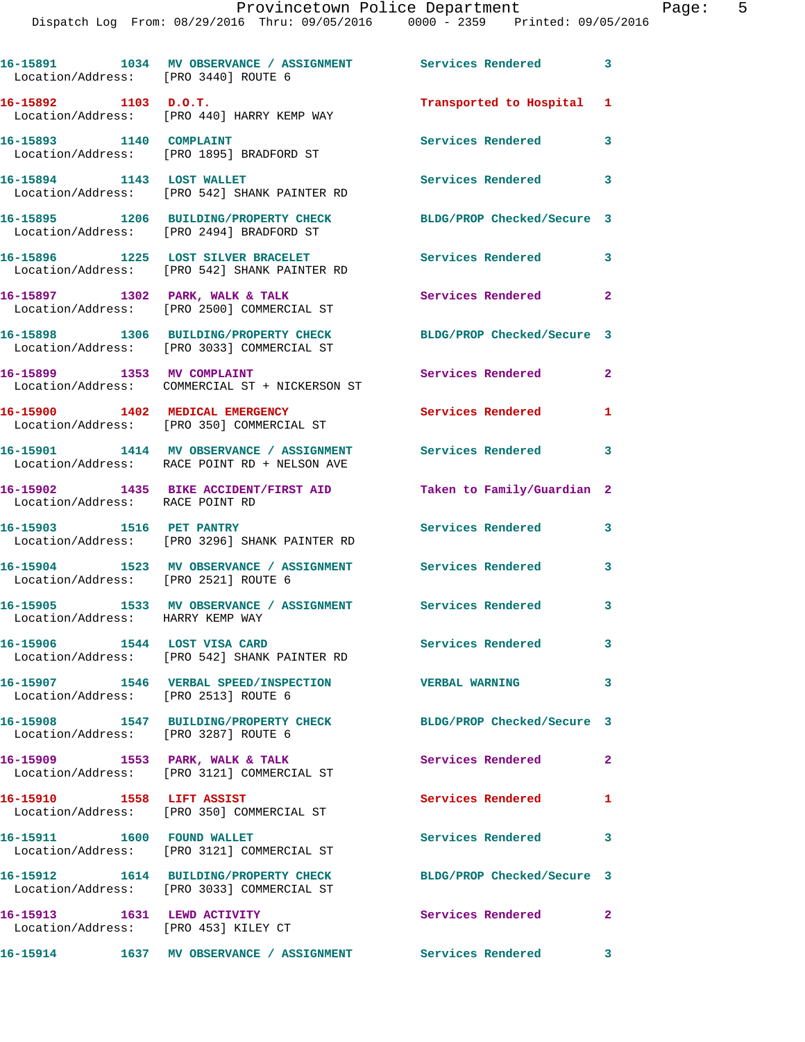16-15891 1034 MV OBSERVANCE / ASSIGNMENT Services Rendered 3
Location/Address: [PRO 3440] ROUTE 6

16-15892 1103 D.O.T. Transported to Hospital 1
Location/Address: [PRO 440] HARRY KEMP WAY

16-15893 1140 COMPLAINT Services Rendered 3
Location/Address: [PRO 1895] BRADFORD ST

16-15894 1143 LOST WALLET Services Rendered 3
Location/Address: [PRO 542] SHANK PAINTER RD

16-15895 1206 BUILDING/PROPERTY CHECK BLDG/PROP Checked/Secure 3
Location/Address: [PRO 2494] BRADFORD ST

16-15896 1225 LOST SILVER BRACELET Services Rendered 3
Location/Address: [PRO 542] SHANK PAINTER RD

16-15897 1302 PARK, WALK & TALK Services Rendered 2
Location/Address: [PRO 2500] COMMERCIAL ST

16-15898 1306 BUILDING/PROPERTY CHECK BLDG/PROP Checked/Secure 3
Location/Address: [PRO 3033] COMMERCIAL ST

16-15899 1353 MV COMPLAINT Services Rendered 2
Location/Address: COMMERCIAL ST + NICKERSON ST

16-15900 1402 MEDICAL EMERGENCY Services Rendered 1
Location/Address: [PRO 350] COMMERCIAL ST

16-15901 1414 MV OBSERVANCE / ASSIGNMENT Services Rendered 3
Location/Address: RACE POINT RD + NELSON AVE

16-15902 1435 BIKE ACCIDENT/FIRST AID Taken to Family/Guardian 2
Location/Address: RACE POINT RD

16-15903 1516 PET PANTRY Services Rendered 3
Location/Address: [PRO 3296] SHANK PAINTER RD

16-15904 1523 MV OBSERVANCE / ASSIGNMENT Services Rendered 3
Location/Address: [PRO 2521] ROUTE 6

16-15905 1533 MV OBSERVANCE / ASSIGNMENT Services Rendered 3
Location/Address: HARRY KEMP WAY

16-15906 1544 LOST VISA CARD Services Rendered 3
Location/Address: [PRO 542] SHANK PAINTER RD

16-15907 1546 VERBAL SPEED/INSPECTION VERBAL WARNING 3
Location/Address: [PRO 2513] ROUTE 6

16-15908 1547 BUILDING/PROPERTY CHECK BLDG/PROP Checked/Secure 3
Location/Address: [PRO 3287] ROUTE 6

16-15909 1553 PARK, WALK & TALK Services Rendered 2
Location/Address: [PRO 3121] COMMERCIAL ST

16-15910 1558 LIFT ASSIST Services Rendered 1
Location/Address: [PRO 350] COMMERCIAL ST

16-15911 1600 FOUND WALLET Services Rendered 3
Location/Address: [PRO 3121] COMMERCIAL ST

16-15912 1614 BUILDING/PROPERTY CHECK BLDG/PROP Checked/Secure 3
Location/Address: [PRO 3033] COMMERCIAL ST

16-15913 1631 LEWD ACTIVITY Services Rendered 2
Location/Address: [PRO 453] KILEY CT

16-15914 1637 MV OBSERVANCE / ASSIGNMENT Services Rendered 3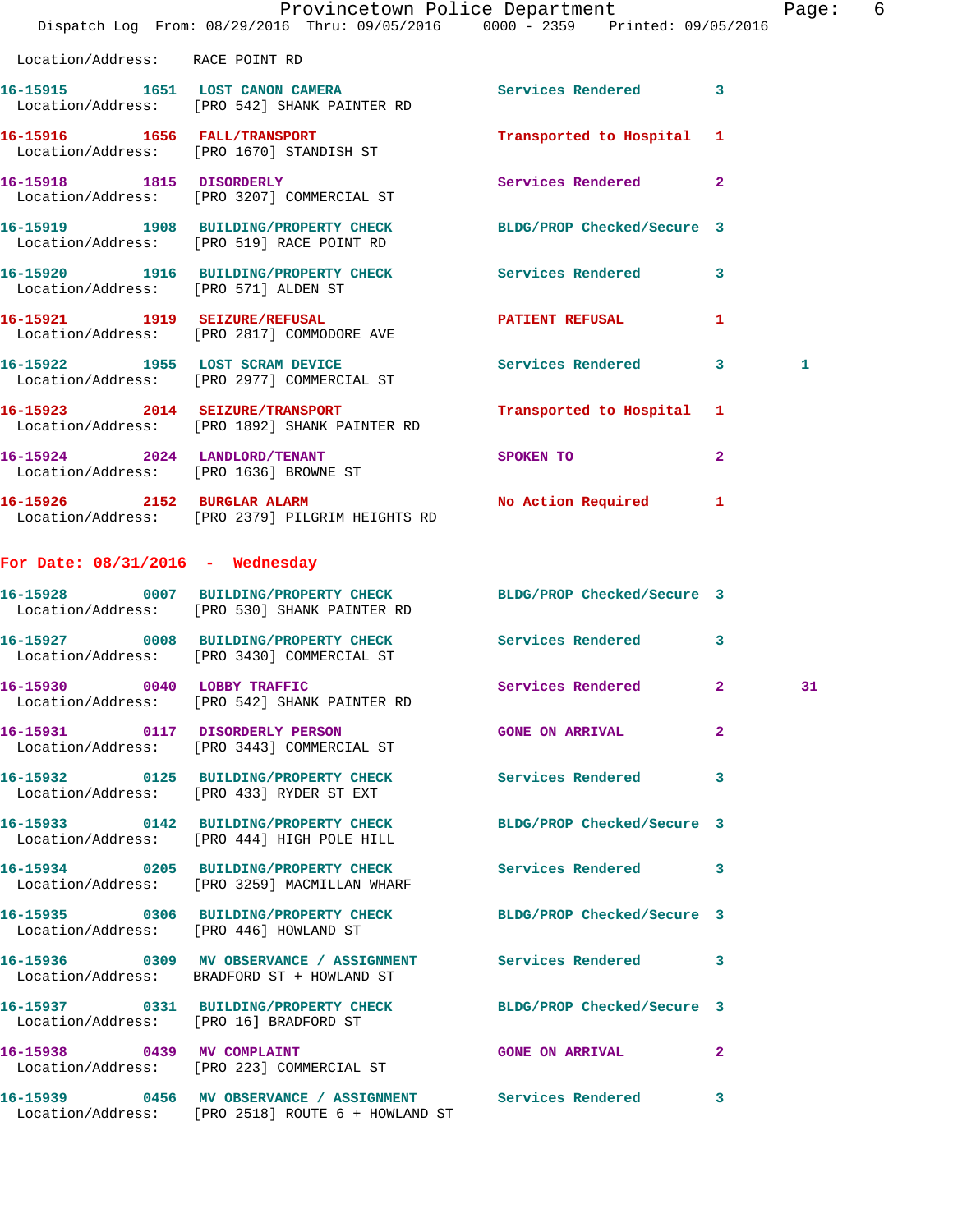Location/Address: RACE POINT RD

| Call # | Time | Call Reason | Action | Priority | |
|---|---|---|---|---|---|
| 16-15915 | 1651 | LOST CANON CAMERA | Services Rendered | 3 | |
| | | Location/Address: [PRO 542] SHANK PAINTER RD | | | |
| 16-15916 | 1656 | FALL/TRANSPORT | Transported to Hospital | 1 | |
| | | Location/Address: [PRO 1670] STANDISH ST | | | |
| 16-15918 | 1815 | DISORDERLY | Services Rendered | 2 | |
| | | Location/Address: [PRO 3207] COMMERCIAL ST | | | |
| 16-15919 | 1908 | BUILDING/PROPERTY CHECK | BLDG/PROP Checked/Secure | 3 | |
| | | Location/Address: [PRO 519] RACE POINT RD | | | |
| 16-15920 | 1916 | BUILDING/PROPERTY CHECK | Services Rendered | 3 | |
| | | Location/Address: [PRO 571] ALDEN ST | | | |
| 16-15921 | 1919 | SEIZURE/REFUSAL | PATIENT REFUSAL | 1 | |
| | | Location/Address: [PRO 2817] COMMODORE AVE | | | |
| 16-15922 | 1955 | LOST SCRAM DEVICE | Services Rendered | 3 | 1 |
| | | Location/Address: [PRO 2977] COMMERCIAL ST | | | |
| 16-15923 | 2014 | SEIZURE/TRANSPORT | Transported to Hospital | 1 | |
| | | Location/Address: [PRO 1892] SHANK PAINTER RD | | | |
| 16-15924 | 2024 | LANDLORD/TENANT | SPOKEN TO | 2 | |
| | | Location/Address: [PRO 1636] BROWNE ST | | | |
| 16-15926 | 2152 | BURGLAR ALARM | No Action Required | 1 | |
| | | Location/Address: [PRO 2379] PILGRIM HEIGHTS RD | | | |

## For Date: 08/31/2016 - Wednesday

| Call # | Time | Call Reason | Action | Priority | |
|---|---|---|---|---|---|
| 16-15928 | 0007 | BUILDING/PROPERTY CHECK | BLDG/PROP Checked/Secure | 3 | |
| | | Location/Address: [PRO 530] SHANK PAINTER RD | | | |
| 16-15927 | 0008 | BUILDING/PROPERTY CHECK | Services Rendered | 3 | |
| | | Location/Address: [PRO 3430] COMMERCIAL ST | | | |
| 16-15930 | 0040 | LOBBY TRAFFIC | Services Rendered | 2 | 31 |
| | | Location/Address: [PRO 542] SHANK PAINTER RD | | | |
| 16-15931 | 0117 | DISORDERLY PERSON | GONE ON ARRIVAL | 2 | |
| | | Location/Address: [PRO 3443] COMMERCIAL ST | | | |
| 16-15932 | 0125 | BUILDING/PROPERTY CHECK | Services Rendered | 3 | |
| | | Location/Address: [PRO 433] RYDER ST EXT | | | |
| 16-15933 | 0142 | BUILDING/PROPERTY CHECK | BLDG/PROP Checked/Secure | 3 | |
| | | Location/Address: [PRO 444] HIGH POLE HILL | | | |
| 16-15934 | 0205 | BUILDING/PROPERTY CHECK | Services Rendered | 3 | |
| | | Location/Address: [PRO 3259] MACMILLAN WHARF | | | |
| 16-15935 | 0306 | BUILDING/PROPERTY CHECK | BLDG/PROP Checked/Secure | 3 | |
| | | Location/Address: [PRO 446] HOWLAND ST | | | |
| 16-15936 | 0309 | MV OBSERVANCE / ASSIGNMENT | Services Rendered | 3 | |
| | | Location/Address: BRADFORD ST + HOWLAND ST | | | |
| 16-15937 | 0331 | BUILDING/PROPERTY CHECK | BLDG/PROP Checked/Secure | 3 | |
| | | Location/Address: [PRO 16] BRADFORD ST | | | |
| 16-15938 | 0439 | MV COMPLAINT | GONE ON ARRIVAL | 2 | |
| | | Location/Address: [PRO 223] COMMERCIAL ST | | | |
| 16-15939 | 0456 | MV OBSERVANCE / ASSIGNMENT | Services Rendered | 3 | |
| | | Location/Address: [PRO 2518] ROUTE 6 + HOWLAND ST | | | |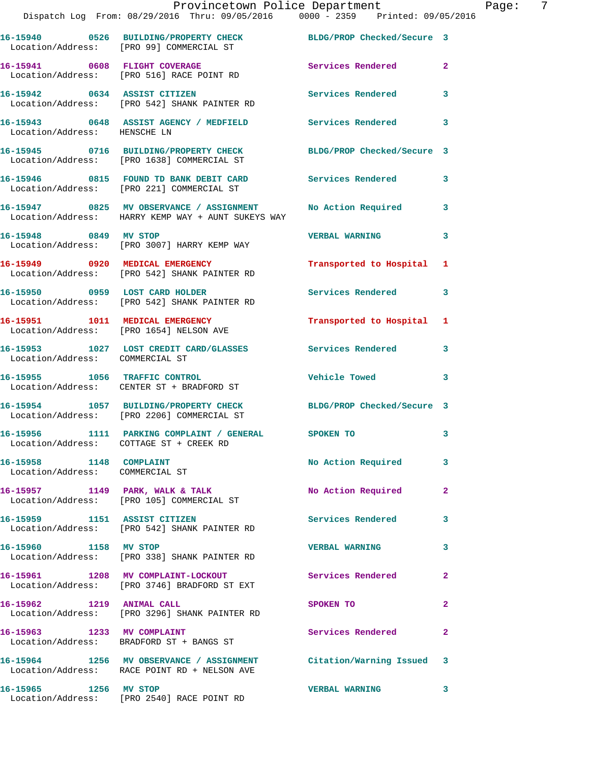16-15940 0526 BUILDING/PROPERTY CHECK BLDG/PROP Checked/Secure 3
Location/Address: [PRO 99] COMMERCIAL ST

16-15941 0608 FLIGHT COVERAGE Services Rendered 2
Location/Address: [PRO 516] RACE POINT RD

16-15942 0634 ASSIST CITIZEN Services Rendered 3
Location/Address: [PRO 542] SHANK PAINTER RD

16-15943 0648 ASSIST AGENCY / MEDFIELD Services Rendered 3
Location/Address: HENSCHE LN

16-15945 0716 BUILDING/PROPERTY CHECK BLDG/PROP Checked/Secure 3
Location/Address: [PRO 1638] COMMERCIAL ST

16-15946 0815 FOUND TD BANK DEBIT CARD Services Rendered 3
Location/Address: [PRO 221] COMMERCIAL ST

16-15947 0825 MV OBSERVANCE / ASSIGNMENT No Action Required 3
Location/Address: HARRY KEMP WAY + AUNT SUKEYS WAY

16-15948 0849 MV STOP VERBAL WARNING 3
Location/Address: [PRO 3007] HARRY KEMP WAY

16-15949 0920 MEDICAL EMERGENCY Transported to Hospital 1
Location/Address: [PRO 542] SHANK PAINTER RD

16-15950 0959 LOST CARD HOLDER Services Rendered 3
Location/Address: [PRO 542] SHANK PAINTER RD

16-15951 1011 MEDICAL EMERGENCY Transported to Hospital 1
Location/Address: [PRO 1654] NELSON AVE

16-15953 1027 LOST CREDIT CARD/GLASSES Services Rendered 3
Location/Address: COMMERCIAL ST

16-15955 1056 TRAFFIC CONTROL Vehicle Towed 3
Location/Address: CENTER ST + BRADFORD ST

16-15954 1057 BUILDING/PROPERTY CHECK BLDG/PROP Checked/Secure 3
Location/Address: [PRO 2206] COMMERCIAL ST

16-15956 1111 PARKING COMPLAINT / GENERAL SPOKEN TO 3
Location/Address: COTTAGE ST + CREEK RD

16-15958 1148 COMPLAINT No Action Required 3
Location/Address: COMMERCIAL ST

16-15957 1149 PARK, WALK & TALK No Action Required 2
Location/Address: [PRO 105] COMMERCIAL ST

16-15959 1151 ASSIST CITIZEN Services Rendered 3
Location/Address: [PRO 542] SHANK PAINTER RD

16-15960 1158 MV STOP VERBAL WARNING 3
Location/Address: [PRO 338] SHANK PAINTER RD

16-15961 1208 MV COMPLAINT-LOCKOUT Services Rendered 2
Location/Address: [PRO 3746] BRADFORD ST EXT

16-15962 1219 ANIMAL CALL SPOKEN TO 2
Location/Address: [PRO 3296] SHANK PAINTER RD

16-15963 1233 MV COMPLAINT Services Rendered 2
Location/Address: BRADFORD ST + BANGS ST

16-15964 1256 MV OBSERVANCE / ASSIGNMENT Citation/Warning Issued 3
Location/Address: RACE POINT RD + NELSON AVE

16-15965 1256 MV STOP VERBAL WARNING 3
Location/Address: [PRO 2540] RACE POINT RD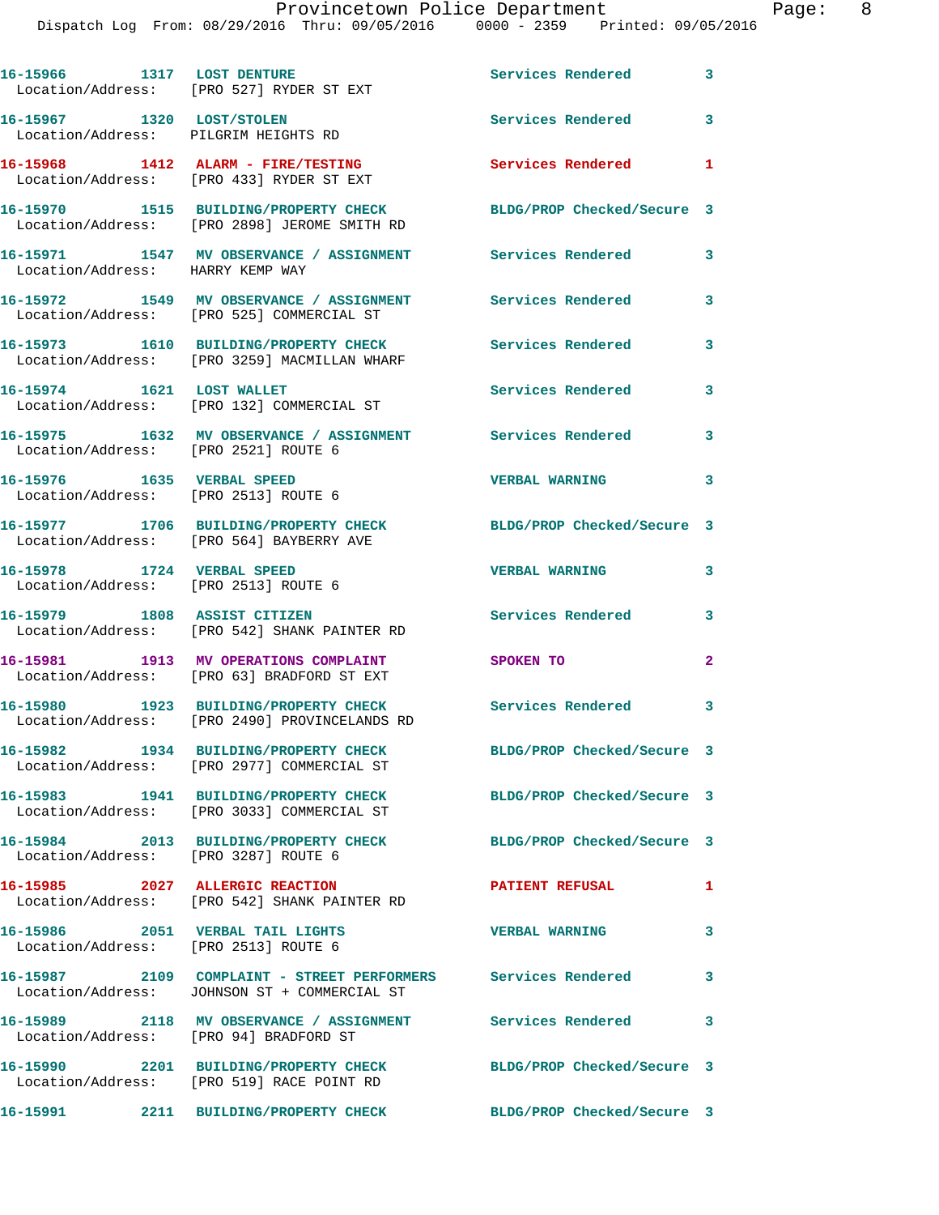16-15966 1317 LOST DENTURE Services Rendered 3
Location/Address: [PRO 527] RYDER ST EXT

16-15967 1320 LOST/STOLEN Services Rendered 3
Location/Address: PILGRIM HEIGHTS RD

16-15968 1412 ALARM - FIRE/TESTING Services Rendered 1
Location/Address: [PRO 433] RYDER ST EXT

16-15970 1515 BUILDING/PROPERTY CHECK BLDG/PROP Checked/Secure 3
Location/Address: [PRO 2898] JEROME SMITH RD

16-15971 1547 MV OBSERVANCE / ASSIGNMENT Services Rendered 3
Location/Address: HARRY KEMP WAY

16-15972 1549 MV OBSERVANCE / ASSIGNMENT Services Rendered 3
Location/Address: [PRO 525] COMMERCIAL ST

16-15973 1610 BUILDING/PROPERTY CHECK Services Rendered 3
Location/Address: [PRO 3259] MACMILLAN WHARF

16-15974 1621 LOST WALLET Services Rendered 3
Location/Address: [PRO 132] COMMERCIAL ST

16-15975 1632 MV OBSERVANCE / ASSIGNMENT Services Rendered 3
Location/Address: [PRO 2521] ROUTE 6

16-15976 1635 VERBAL SPEED VERBAL WARNING 3
Location/Address: [PRO 2513] ROUTE 6

16-15977 1706 BUILDING/PROPERTY CHECK BLDG/PROP Checked/Secure 3
Location/Address: [PRO 564] BAYBERRY AVE

16-15978 1724 VERBAL SPEED VERBAL WARNING 3
Location/Address: [PRO 2513] ROUTE 6

16-15979 1808 ASSIST CITIZEN Services Rendered 3
Location/Address: [PRO 542] SHANK PAINTER RD

16-15981 1913 MV OPERATIONS COMPLAINT SPOKEN TO 2
Location/Address: [PRO 63] BRADFORD ST EXT

16-15980 1923 BUILDING/PROPERTY CHECK Services Rendered 3
Location/Address: [PRO 2490] PROVINCELANDS RD

16-15982 1934 BUILDING/PROPERTY CHECK BLDG/PROP Checked/Secure 3
Location/Address: [PRO 2977] COMMERCIAL ST

16-15983 1941 BUILDING/PROPERTY CHECK BLDG/PROP Checked/Secure 3
Location/Address: [PRO 3033] COMMERCIAL ST

16-15984 2013 BUILDING/PROPERTY CHECK BLDG/PROP Checked/Secure 3
Location/Address: [PRO 3287] ROUTE 6

16-15985 2027 ALLERGIC REACTION PATIENT REFUSAL 1
Location/Address: [PRO 542] SHANK PAINTER RD

16-15986 2051 VERBAL TAIL LIGHTS VERBAL WARNING 3
Location/Address: [PRO 2513] ROUTE 6

16-15987 2109 COMPLAINT - STREET PERFORMERS Services Rendered 3
Location/Address: JOHNSON ST + COMMERCIAL ST

16-15989 2118 MV OBSERVANCE / ASSIGNMENT Services Rendered 3
Location/Address: [PRO 94] BRADFORD ST

16-15990 2201 BUILDING/PROPERTY CHECK BLDG/PROP Checked/Secure 3
Location/Address: [PRO 519] RACE POINT RD

16-15991 2211 BUILDING/PROPERTY CHECK BLDG/PROP Checked/Secure 3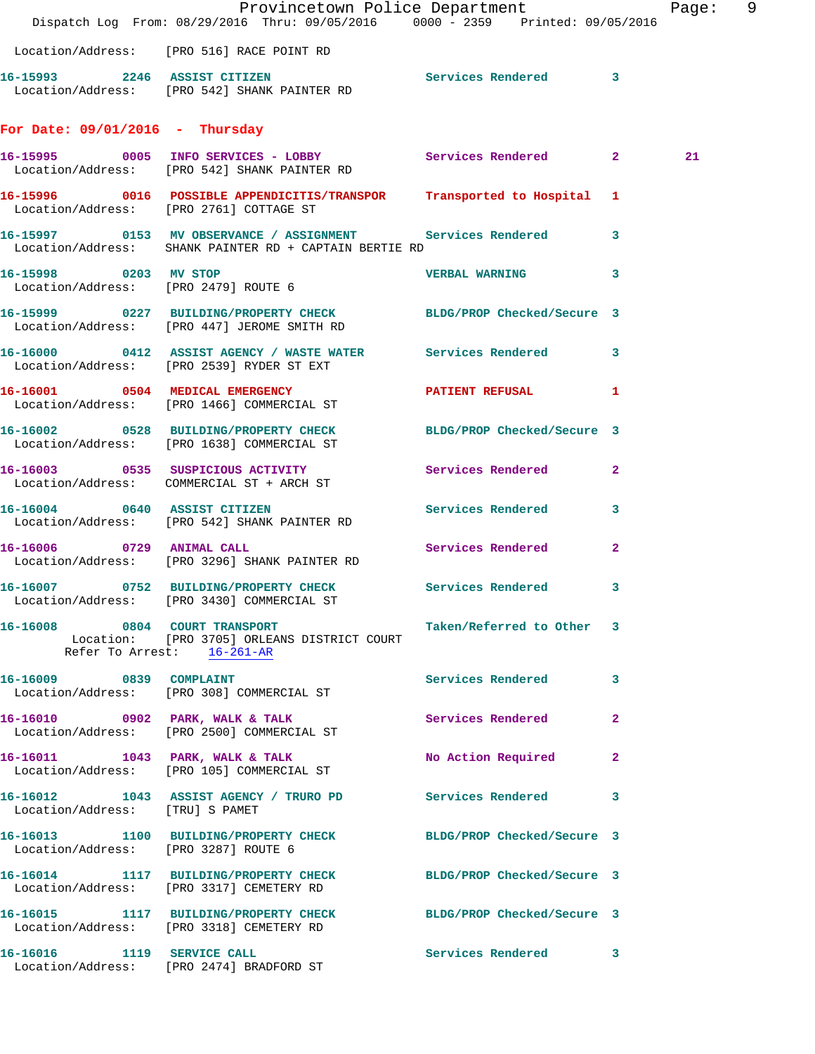Location/Address: [PRO 516] RACE POINT RD

16-15993 2246 ASSIST CITIZEN Services Rendered 3
Location/Address: [PRO 542] SHANK PAINTER RD

## For Date: 09/01/2016 - Thursday

16-15995 0005 INFO SERVICES - LOBBY Services Rendered 2 21
Location/Address: [PRO 542] SHANK PAINTER RD

16-15996 0016 POSSIBLE APPENDICITIS/TRANSPOR Transported to Hospital 1
Location/Address: [PRO 2761] COTTAGE ST

16-15997 0153 MV OBSERVANCE / ASSIGNMENT Services Rendered 3
Location/Address: SHANK PAINTER RD + CAPTAIN BERTIE RD

16-15998 0203 MV STOP VERBAL WARNING 3
Location/Address: [PRO 2479] ROUTE 6

16-15999 0227 BUILDING/PROPERTY CHECK BLDG/PROP Checked/Secure 3
Location/Address: [PRO 447] JEROME SMITH RD

16-16000 0412 ASSIST AGENCY / WASTE WATER Services Rendered 3
Location/Address: [PRO 2539] RYDER ST EXT

16-16001 0504 MEDICAL EMERGENCY PATIENT REFUSAL 1
Location/Address: [PRO 1466] COMMERCIAL ST

16-16002 0528 BUILDING/PROPERTY CHECK BLDG/PROP Checked/Secure 3
Location/Address: [PRO 1638] COMMERCIAL ST

16-16003 0535 SUSPICIOUS ACTIVITY Services Rendered 2
Location/Address: COMMERCIAL ST + ARCH ST

16-16004 0640 ASSIST CITIZEN Services Rendered 3
Location/Address: [PRO 542] SHANK PAINTER RD

16-16006 0729 ANIMAL CALL Services Rendered 2
Location/Address: [PRO 3296] SHANK PAINTER RD

16-16007 0752 BUILDING/PROPERTY CHECK Services Rendered 3
Location/Address: [PRO 3430] COMMERCIAL ST

16-16008 0804 COURT TRANSPORT Taken/Referred to Other 3
Location: [PRO 3705] ORLEANS DISTRICT COURT
Refer To Arrest: 16-261-AR

16-16009 0839 COMPLAINT Services Rendered 3
Location/Address: [PRO 308] COMMERCIAL ST

16-16010 0902 PARK, WALK & TALK Services Rendered 2
Location/Address: [PRO 2500] COMMERCIAL ST

16-16011 1043 PARK, WALK & TALK No Action Required 2
Location/Address: [PRO 105] COMMERCIAL ST

16-16012 1043 ASSIST AGENCY / TRURO PD Services Rendered 3
Location/Address: [TRU] S PAMET

16-16013 1100 BUILDING/PROPERTY CHECK BLDG/PROP Checked/Secure 3
Location/Address: [PRO 3287] ROUTE 6

16-16014 1117 BUILDING/PROPERTY CHECK BLDG/PROP Checked/Secure 3
Location/Address: [PRO 3317] CEMETERY RD

16-16015 1117 BUILDING/PROPERTY CHECK BLDG/PROP Checked/Secure 3
Location/Address: [PRO 3318] CEMETERY RD

16-16016 1119 SERVICE CALL Services Rendered 3
Location/Address: [PRO 2474] BRADFORD ST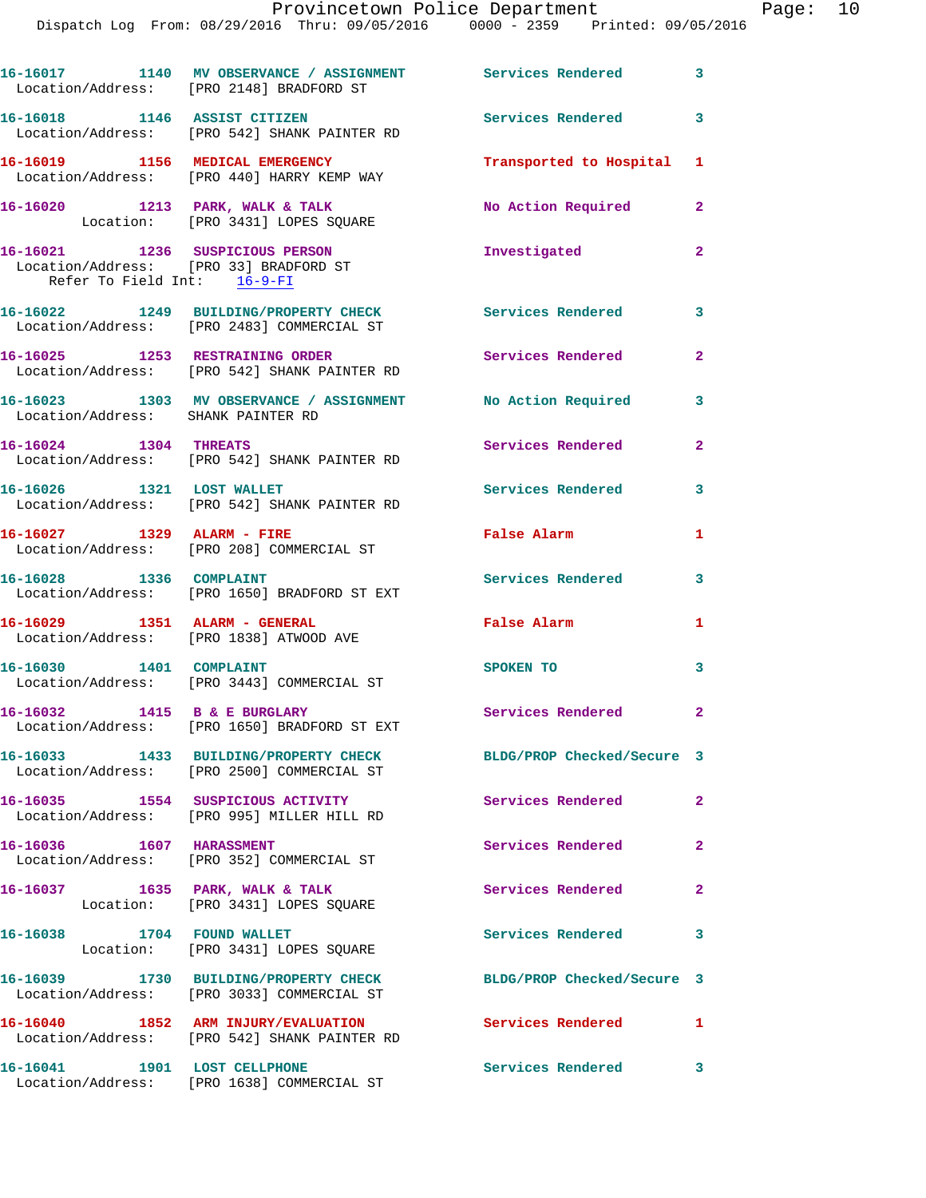16-16017 1140 MV OBSERVANCE / ASSIGNMENT Services Rendered 3
Location/Address: [PRO 2148] BRADFORD ST

16-16018 1146 ASSIST CITIZEN Services Rendered 3
Location/Address: [PRO 542] SHANK PAINTER RD

16-16019 1156 MEDICAL EMERGENCY Transported to Hospital 1
Location/Address: [PRO 440] HARRY KEMP WAY

16-16020 1213 PARK, WALK & TALK No Action Required 2
Location: [PRO 3431] LOPES SQUARE

16-16021 1236 SUSPICIOUS PERSON Investigated 2
Location/Address: [PRO 33] BRADFORD ST
Refer To Field Int: 16-9-FI

16-16022 1249 BUILDING/PROPERTY CHECK Services Rendered 3
Location/Address: [PRO 2483] COMMERCIAL ST

16-16025 1253 RESTRAINING ORDER Services Rendered 2
Location/Address: [PRO 542] SHANK PAINTER RD

16-16023 1303 MV OBSERVANCE / ASSIGNMENT No Action Required 3
Location/Address: SHANK PAINTER RD

16-16024 1304 THREATS Services Rendered 2
Location/Address: [PRO 542] SHANK PAINTER RD

16-16026 1321 LOST WALLET Services Rendered 3
Location/Address: [PRO 542] SHANK PAINTER RD

16-16027 1329 ALARM - FIRE False Alarm 1
Location/Address: [PRO 208] COMMERCIAL ST

16-16028 1336 COMPLAINT Services Rendered 3
Location/Address: [PRO 1650] BRADFORD ST EXT

16-16029 1351 ALARM - GENERAL False Alarm 1
Location/Address: [PRO 1838] ATWOOD AVE

16-16030 1401 COMPLAINT SPOKEN TO 3
Location/Address: [PRO 3443] COMMERCIAL ST

16-16032 1415 B & E BURGLARY Services Rendered 2
Location/Address: [PRO 1650] BRADFORD ST EXT

16-16033 1433 BUILDING/PROPERTY CHECK BLDG/PROP Checked/Secure 3
Location/Address: [PRO 2500] COMMERCIAL ST

16-16035 1554 SUSPICIOUS ACTIVITY Services Rendered 2
Location/Address: [PRO 995] MILLER HILL RD

16-16036 1607 HARASSMENT Services Rendered 2
Location/Address: [PRO 352] COMMERCIAL ST

16-16037 1635 PARK, WALK & TALK Services Rendered 2
Location: [PRO 3431] LOPES SQUARE

16-16038 1704 FOUND WALLET Services Rendered 3
Location: [PRO 3431] LOPES SQUARE

16-16039 1730 BUILDING/PROPERTY CHECK BLDG/PROP Checked/Secure 3
Location/Address: [PRO 3033] COMMERCIAL ST

16-16040 1852 ARM INJURY/EVALUATION Services Rendered 1
Location/Address: [PRO 542] SHANK PAINTER RD

16-16041 1901 LOST CELLPHONE Services Rendered 3
Location/Address: [PRO 1638] COMMERCIAL ST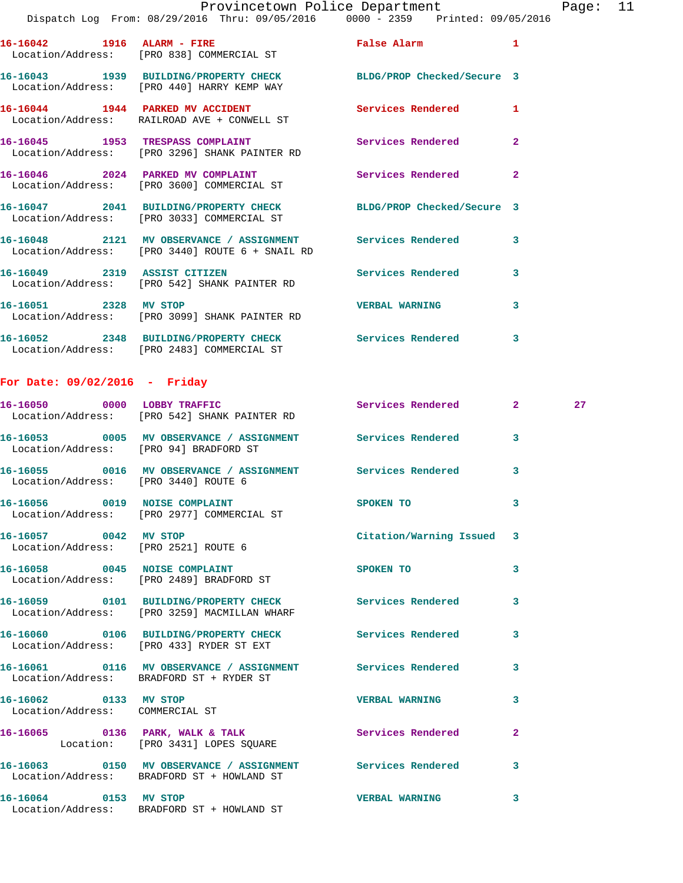16-16042 1916 ALARM - FIRE False Alarm 1
Location/Address: [PRO 838] COMMERCIAL ST

16-16043 1939 BUILDING/PROPERTY CHECK BLDG/PROP Checked/Secure 3
Location/Address: [PRO 440] HARRY KEMP WAY

16-16044 1944 PARKED MV ACCIDENT Services Rendered 1
Location/Address: RAILROAD AVE + CONWELL ST

16-16045 1953 TRESPASS COMPLAINT Services Rendered 2
Location/Address: [PRO 3296] SHANK PAINTER RD

16-16046 2024 PARKED MV COMPLAINT Services Rendered 2
Location/Address: [PRO 3600] COMMERCIAL ST

16-16047 2041 BUILDING/PROPERTY CHECK BLDG/PROP Checked/Secure 3
Location/Address: [PRO 3033] COMMERCIAL ST

16-16048 2121 MV OBSERVANCE / ASSIGNMENT Services Rendered 3
Location/Address: [PRO 3440] ROUTE 6 + SNAIL RD

16-16049 2319 ASSIST CITIZEN Services Rendered 3
Location/Address: [PRO 542] SHANK PAINTER RD

16-16051 2328 MV STOP VERBAL WARNING 3
Location/Address: [PRO 3099] SHANK PAINTER RD

16-16052 2348 BUILDING/PROPERTY CHECK Services Rendered 3
Location/Address: [PRO 2483] COMMERCIAL ST

## For Date: 09/02/2016 - Friday

16-16050 0000 LOBBY TRAFFIC Services Rendered 2 27
Location/Address: [PRO 542] SHANK PAINTER RD

16-16053 0005 MV OBSERVANCE / ASSIGNMENT Services Rendered 3
Location/Address: [PRO 94] BRADFORD ST

16-16055 0016 MV OBSERVANCE / ASSIGNMENT Services Rendered 3
Location/Address: [PRO 3440] ROUTE 6

16-16056 0019 NOISE COMPLAINT SPOKEN TO 3
Location/Address: [PRO 2977] COMMERCIAL ST

16-16057 0042 MV STOP Citation/Warning Issued 3
Location/Address: [PRO 2521] ROUTE 6

16-16058 0045 NOISE COMPLAINT SPOKEN TO 3
Location/Address: [PRO 2489] BRADFORD ST

16-16059 0101 BUILDING/PROPERTY CHECK Services Rendered 3
Location/Address: [PRO 3259] MACMILLAN WHARF

16-16060 0106 BUILDING/PROPERTY CHECK Services Rendered 3
Location/Address: [PRO 433] RYDER ST EXT

16-16061 0116 MV OBSERVANCE / ASSIGNMENT Services Rendered 3
Location/Address: BRADFORD ST + RYDER ST

16-16062 0133 MV STOP VERBAL WARNING 3
Location/Address: COMMERCIAL ST

16-16065 0136 PARK, WALK & TALK Services Rendered 2
Location: [PRO 3431] LOPES SQUARE

16-16063 0150 MV OBSERVANCE / ASSIGNMENT Services Rendered 3
Location/Address: BRADFORD ST + HOWLAND ST

16-16064 0153 MV STOP VERBAL WARNING 3
Location/Address: BRADFORD ST + HOWLAND ST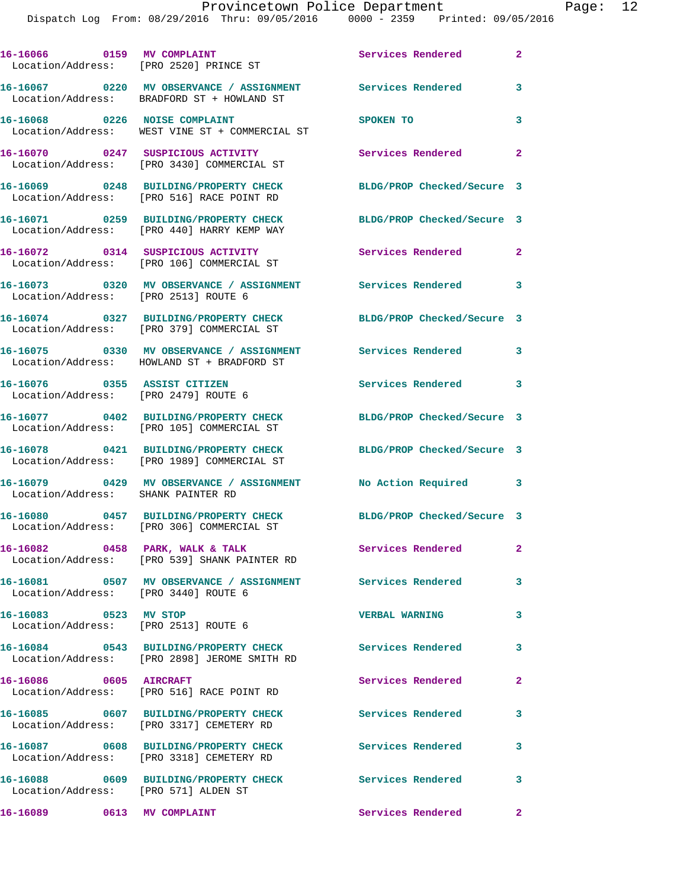16-16066 0159 MV COMPLAINT Services Rendered 2
Location/Address: [PRO 2520] PRINCE ST

16-16067 0220 MV OBSERVANCE / ASSIGNMENT Services Rendered 3
Location/Address: BRADFORD ST + HOWLAND ST

16-16068 0226 NOISE COMPLAINT SPOKEN TO 3
Location/Address: WEST VINE ST + COMMERCIAL ST

16-16070 0247 SUSPICIOUS ACTIVITY Services Rendered 2
Location/Address: [PRO 3430] COMMERCIAL ST

16-16069 0248 BUILDING/PROPERTY CHECK BLDG/PROP Checked/Secure 3
Location/Address: [PRO 516] RACE POINT RD

16-16071 0259 BUILDING/PROPERTY CHECK BLDG/PROP Checked/Secure 3
Location/Address: [PRO 440] HARRY KEMP WAY

16-16072 0314 SUSPICIOUS ACTIVITY Services Rendered 2
Location/Address: [PRO 106] COMMERCIAL ST

16-16073 0320 MV OBSERVANCE / ASSIGNMENT Services Rendered 3
Location/Address: [PRO 2513] ROUTE 6

16-16074 0327 BUILDING/PROPERTY CHECK BLDG/PROP Checked/Secure 3
Location/Address: [PRO 379] COMMERCIAL ST

16-16075 0330 MV OBSERVANCE / ASSIGNMENT Services Rendered 3
Location/Address: HOWLAND ST + BRADFORD ST

16-16076 0355 ASSIST CITIZEN Services Rendered 3
Location/Address: [PRO 2479] ROUTE 6

16-16077 0402 BUILDING/PROPERTY CHECK BLDG/PROP Checked/Secure 3
Location/Address: [PRO 105] COMMERCIAL ST

16-16078 0421 BUILDING/PROPERTY CHECK BLDG/PROP Checked/Secure 3
Location/Address: [PRO 1989] COMMERCIAL ST

16-16079 0429 MV OBSERVANCE / ASSIGNMENT No Action Required 3
Location/Address: SHANK PAINTER RD

16-16080 0457 BUILDING/PROPERTY CHECK BLDG/PROP Checked/Secure 3
Location/Address: [PRO 306] COMMERCIAL ST

16-16082 0458 PARK, WALK & TALK Services Rendered 2
Location/Address: [PRO 539] SHANK PAINTER RD

16-16081 0507 MV OBSERVANCE / ASSIGNMENT Services Rendered 3
Location/Address: [PRO 3440] ROUTE 6

16-16083 0523 MV STOP VERBAL WARNING 3
Location/Address: [PRO 2513] ROUTE 6

16-16084 0543 BUILDING/PROPERTY CHECK Services Rendered 3
Location/Address: [PRO 2898] JEROME SMITH RD

16-16086 0605 AIRCRAFT Services Rendered 2
Location/Address: [PRO 516] RACE POINT RD

16-16085 0607 BUILDING/PROPERTY CHECK Services Rendered 3
Location/Address: [PRO 3317] CEMETERY RD

16-16087 0608 BUILDING/PROPERTY CHECK Services Rendered 3
Location/Address: [PRO 3318] CEMETERY RD

16-16088 0609 BUILDING/PROPERTY CHECK Services Rendered 3
Location/Address: [PRO 571] ALDEN ST

16-16089 0613 MV COMPLAINT Services Rendered 2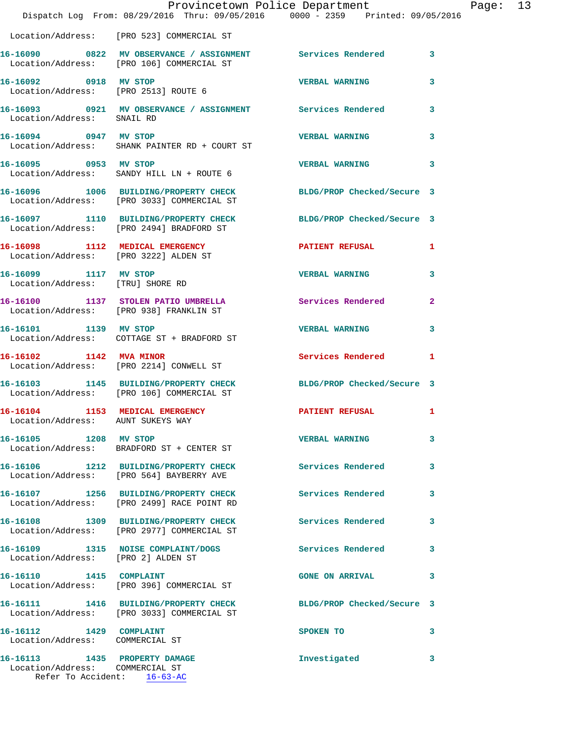Location/Address: [PRO 523] COMMERCIAL ST

16-16090 0822 MV OBSERVANCE / ASSIGNMENT Services Rendered 3
Location/Address: [PRO 106] COMMERCIAL ST

16-16092 0918 MV STOP VERBAL WARNING 3
Location/Address: [PRO 2513] ROUTE 6

16-16093 0921 MV OBSERVANCE / ASSIGNMENT Services Rendered 3
Location/Address: SNAIL RD

16-16094 0947 MV STOP VERBAL WARNING 3
Location/Address: SHANK PAINTER RD + COURT ST

16-16095 0953 MV STOP VERBAL WARNING 3
Location/Address: SANDY HILL LN + ROUTE 6

16-16096 1006 BUILDING/PROPERTY CHECK BLDG/PROP Checked/Secure 3
Location/Address: [PRO 3033] COMMERCIAL ST

16-16097 1110 BUILDING/PROPERTY CHECK BLDG/PROP Checked/Secure 3
Location/Address: [PRO 2494] BRADFORD ST

16-16098 1112 MEDICAL EMERGENCY PATIENT REFUSAL 1
Location/Address: [PRO 3222] ALDEN ST

16-16099 1117 MV STOP VERBAL WARNING 3
Location/Address: [TRU] SHORE RD

16-16100 1137 STOLEN PATIO UMBRELLA Services Rendered 2
Location/Address: [PRO 938] FRANKLIN ST

16-16101 1139 MV STOP VERBAL WARNING 3
Location/Address: COTTAGE ST + BRADFORD ST

16-16102 1142 MVA MINOR Services Rendered 1
Location/Address: [PRO 2214] CONWELL ST

16-16103 1145 BUILDING/PROPERTY CHECK BLDG/PROP Checked/Secure 3
Location/Address: [PRO 106] COMMERCIAL ST

16-16104 1153 MEDICAL EMERGENCY PATIENT REFUSAL 1
Location/Address: AUNT SUKEYS WAY

16-16105 1208 MV STOP VERBAL WARNING 3
Location/Address: BRADFORD ST + CENTER ST

16-16106 1212 BUILDING/PROPERTY CHECK Services Rendered 3
Location/Address: [PRO 564] BAYBERRY AVE

16-16107 1256 BUILDING/PROPERTY CHECK Services Rendered 3
Location/Address: [PRO 2499] RACE POINT RD

16-16108 1309 BUILDING/PROPERTY CHECK Services Rendered 3
Location/Address: [PRO 2977] COMMERCIAL ST

16-16109 1315 NOISE COMPLAINT/DOGS Services Rendered 3
Location/Address: [PRO 2] ALDEN ST

16-16110 1415 COMPLAINT GONE ON ARRIVAL 3
Location/Address: [PRO 396] COMMERCIAL ST

16-16111 1416 BUILDING/PROPERTY CHECK BLDG/PROP Checked/Secure 3
Location/Address: [PRO 3033] COMMERCIAL ST

16-16112 1429 COMPLAINT SPOKEN TO 3
Location/Address: COMMERCIAL ST

16-16113 1435 PROPERTY DAMAGE Investigated 3
Location/Address: COMMERCIAL ST
Refer To Accident: 16-63-AC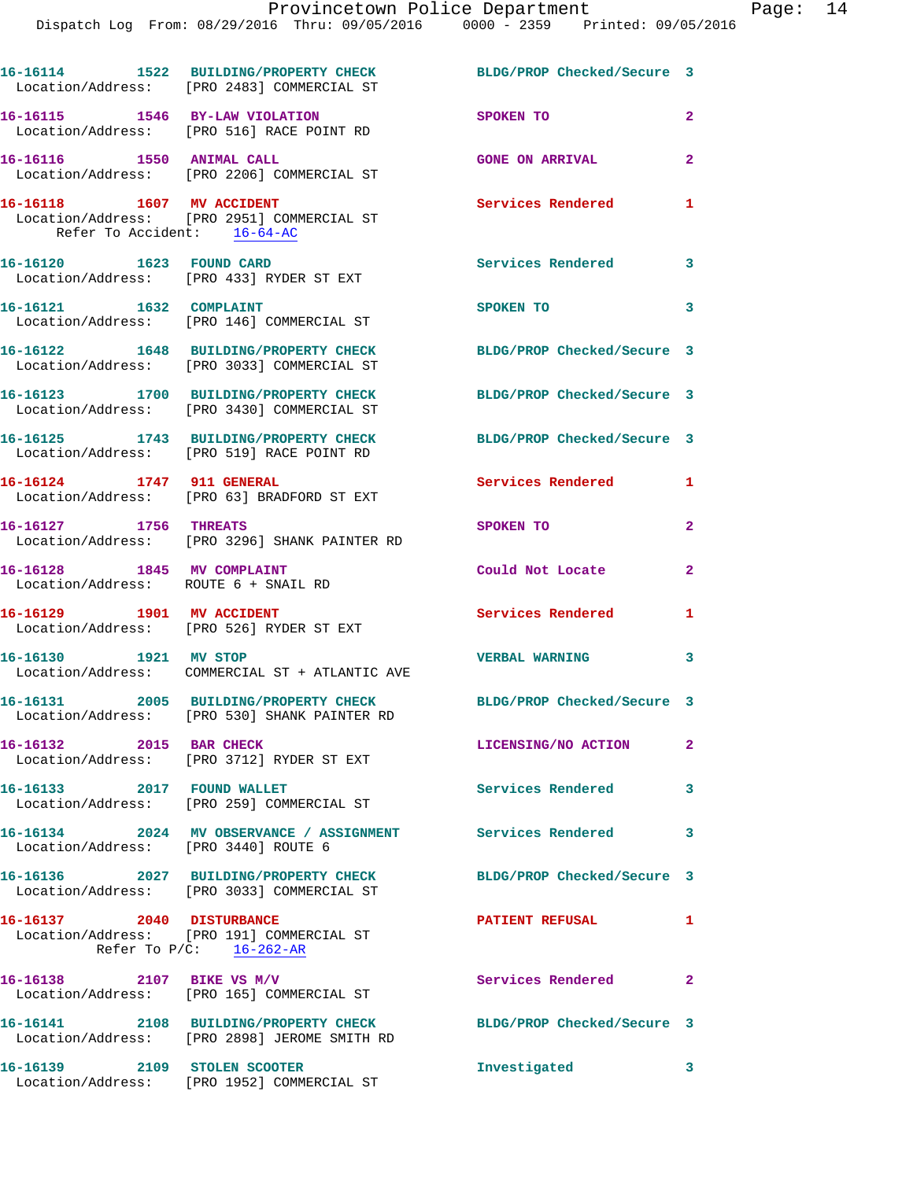16-16114 1522 BUILDING/PROPERTY CHECK BLDG/PROP Checked/Secure 3
Location/Address: [PRO 2483] COMMERCIAL ST

16-16115 1546 BY-LAW VIOLATION SPOKEN TO 2
Location/Address: [PRO 516] RACE POINT RD

16-16116 1550 ANIMAL CALL GONE ON ARRIVAL 2
Location/Address: [PRO 2206] COMMERCIAL ST

16-16118 1607 MV ACCIDENT Services Rendered 1
Location/Address: [PRO 2951] COMMERCIAL ST
Refer To Accident: 16-64-AC

16-16120 1623 FOUND CARD Services Rendered 3
Location/Address: [PRO 433] RYDER ST EXT

16-16121 1632 COMPLAINT SPOKEN TO 3
Location/Address: [PRO 146] COMMERCIAL ST

16-16122 1648 BUILDING/PROPERTY CHECK BLDG/PROP Checked/Secure 3
Location/Address: [PRO 3033] COMMERCIAL ST

16-16123 1700 BUILDING/PROPERTY CHECK BLDG/PROP Checked/Secure 3
Location/Address: [PRO 3430] COMMERCIAL ST

16-16125 1743 BUILDING/PROPERTY CHECK BLDG/PROP Checked/Secure 3
Location/Address: [PRO 519] RACE POINT RD

16-16124 1747 911 GENERAL Services Rendered 1
Location/Address: [PRO 63] BRADFORD ST EXT

16-16127 1756 THREATS SPOKEN TO 2
Location/Address: [PRO 3296] SHANK PAINTER RD

16-16128 1845 MV COMPLAINT Could Not Locate 2
Location/Address: ROUTE 6 + SNAIL RD

16-16129 1901 MV ACCIDENT Services Rendered 1
Location/Address: [PRO 526] RYDER ST EXT

16-16130 1921 MV STOP VERBAL WARNING 3
Location/Address: COMMERCIAL ST + ATLANTIC AVE

16-16131 2005 BUILDING/PROPERTY CHECK BLDG/PROP Checked/Secure 3
Location/Address: [PRO 530] SHANK PAINTER RD

16-16132 2015 BAR CHECK LICENSING/NO ACTION 2
Location/Address: [PRO 3712] RYDER ST EXT

16-16133 2017 FOUND WALLET Services Rendered 3
Location/Address: [PRO 259] COMMERCIAL ST

16-16134 2024 MV OBSERVANCE / ASSIGNMENT Services Rendered 3
Location/Address: [PRO 3440] ROUTE 6

16-16136 2027 BUILDING/PROPERTY CHECK BLDG/PROP Checked/Secure 3
Location/Address: [PRO 3033] COMMERCIAL ST

16-16137 2040 DISTURBANCE PATIENT REFUSAL 1
Location/Address: [PRO 191] COMMERCIAL ST
Refer To P/C: 16-262-AR

16-16138 2107 BIKE VS M/V Services Rendered 2
Location/Address: [PRO 165] COMMERCIAL ST

16-16141 2108 BUILDING/PROPERTY CHECK BLDG/PROP Checked/Secure 3
Location/Address: [PRO 2898] JEROME SMITH RD

16-16139 2109 STOLEN SCOOTER Investigated 3
Location/Address: [PRO 1952] COMMERCIAL ST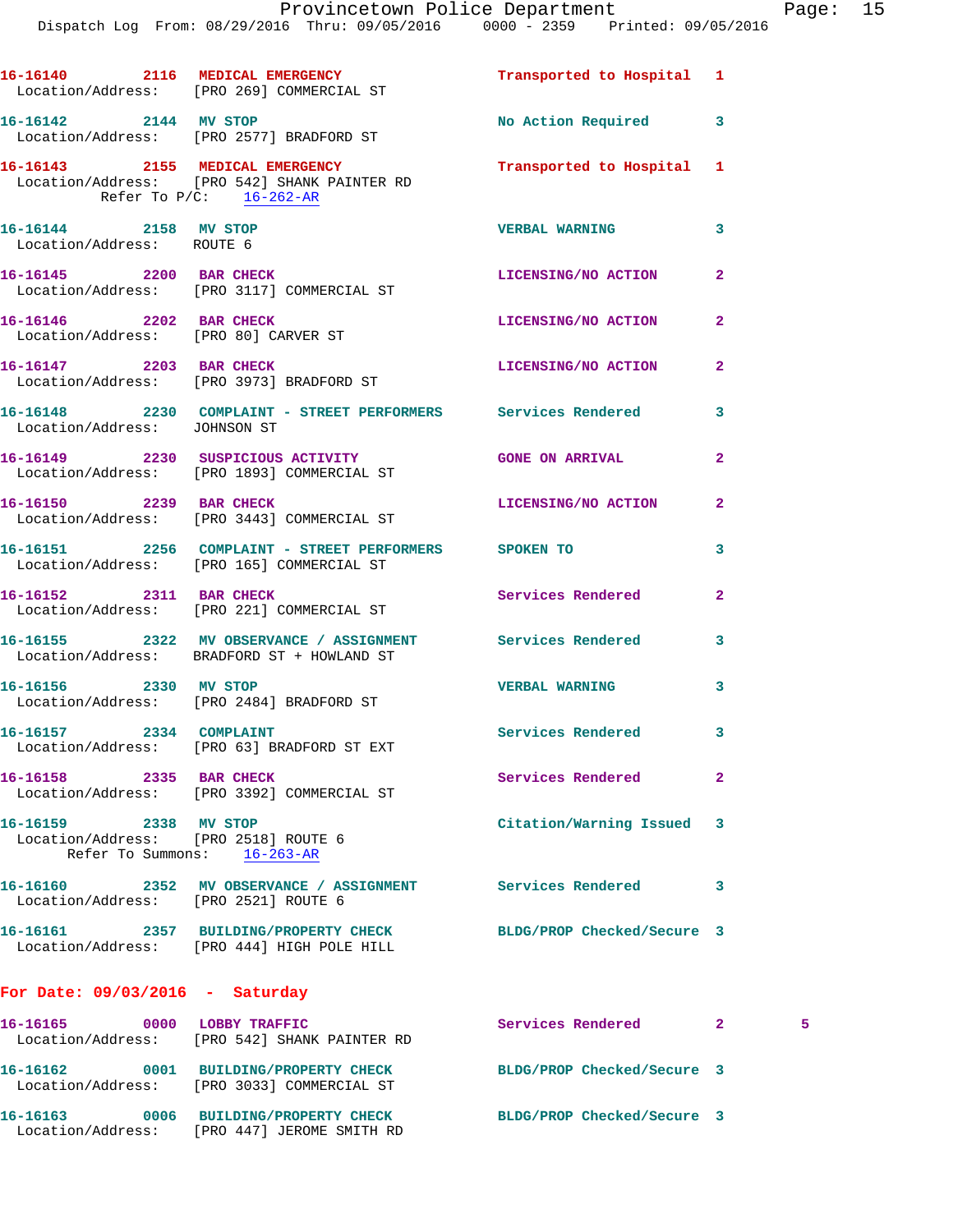16-16140 2116 MEDICAL EMERGENCY Transported to Hospital 1
Location/Address: [PRO 269] COMMERCIAL ST

16-16142 2144 MV STOP No Action Required 3
Location/Address: [PRO 2577] BRADFORD ST

16-16143 2155 MEDICAL EMERGENCY Transported to Hospital 1
Location/Address: [PRO 542] SHANK PAINTER RD
Refer To P/C: 16-262-AR

16-16144 2158 MV STOP VERBAL WARNING 3
Location/Address: ROUTE 6

16-16145 2200 BAR CHECK LICENSING/NO ACTION 2
Location/Address: [PRO 3117] COMMERCIAL ST

16-16146 2202 BAR CHECK LICENSING/NO ACTION 2
Location/Address: [PRO 80] CARVER ST

16-16147 2203 BAR CHECK LICENSING/NO ACTION 2
Location/Address: [PRO 3973] BRADFORD ST

16-16148 2230 COMPLAINT - STREET PERFORMERS Services Rendered 3
Location/Address: JOHNSON ST

16-16149 2230 SUSPICIOUS ACTIVITY GONE ON ARRIVAL 2
Location/Address: [PRO 1893] COMMERCIAL ST

16-16150 2239 BAR CHECK LICENSING/NO ACTION 2
Location/Address: [PRO 3443] COMMERCIAL ST

16-16151 2256 COMPLAINT - STREET PERFORMERS SPOKEN TO 3
Location/Address: [PRO 165] COMMERCIAL ST

16-16152 2311 BAR CHECK Services Rendered 2
Location/Address: [PRO 221] COMMERCIAL ST

16-16155 2322 MV OBSERVANCE / ASSIGNMENT Services Rendered 3
Location/Address: BRADFORD ST + HOWLAND ST

16-16156 2330 MV STOP VERBAL WARNING 3
Location/Address: [PRO 2484] BRADFORD ST

16-16157 2334 COMPLAINT Services Rendered 3
Location/Address: [PRO 63] BRADFORD ST EXT

16-16158 2335 BAR CHECK Services Rendered 2
Location/Address: [PRO 3392] COMMERCIAL ST

16-16159 2338 MV STOP Citation/Warning Issued 3
Location/Address: [PRO 2518] ROUTE 6
Refer To Summons: 16-263-AR

16-16160 2352 MV OBSERVANCE / ASSIGNMENT Services Rendered 3
Location/Address: [PRO 2521] ROUTE 6

16-16161 2357 BUILDING/PROPERTY CHECK BLDG/PROP Checked/Secure 3
Location/Address: [PRO 444] HIGH POLE HILL

## For Date: 09/03/2016 - Saturday

16-16165 0000 LOBBY TRAFFIC Services Rendered 2 5
Location/Address: [PRO 542] SHANK PAINTER RD

16-16162 0001 BUILDING/PROPERTY CHECK BLDG/PROP Checked/Secure 3
Location/Address: [PRO 3033] COMMERCIAL ST

16-16163 0006 BUILDING/PROPERTY CHECK BLDG/PROP Checked/Secure 3
Location/Address: [PRO 447] JEROME SMITH RD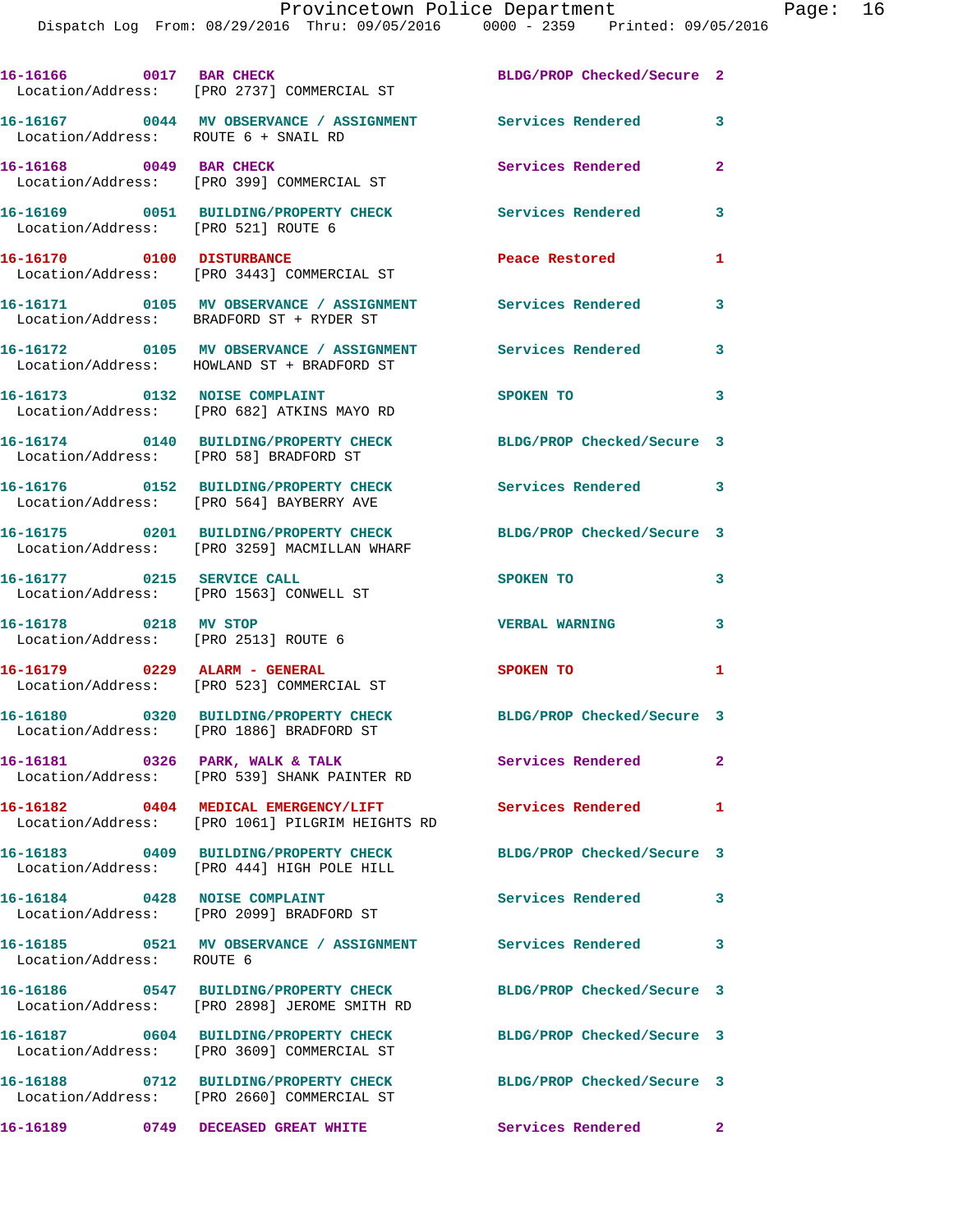16-16166 0017 BAR CHECK BLDG/PROP Checked/Secure 2
Location/Address: [PRO 2737] COMMERCIAL ST

16-16167 0044 MV OBSERVANCE / ASSIGNMENT Services Rendered 3
Location/Address: ROUTE 6 + SNAIL RD

16-16168 0049 BAR CHECK Services Rendered 2
Location/Address: [PRO 399] COMMERCIAL ST

16-16169 0051 BUILDING/PROPERTY CHECK Services Rendered 3
Location/Address: [PRO 521] ROUTE 6

16-16170 0100 DISTURBANCE Peace Restored 1
Location/Address: [PRO 3443] COMMERCIAL ST

16-16171 0105 MV OBSERVANCE / ASSIGNMENT Services Rendered 3
Location/Address: BRADFORD ST + RYDER ST

16-16172 0105 MV OBSERVANCE / ASSIGNMENT Services Rendered 3
Location/Address: HOWLAND ST + BRADFORD ST

16-16173 0132 NOISE COMPLAINT SPOKEN TO 3
Location/Address: [PRO 682] ATKINS MAYO RD

16-16174 0140 BUILDING/PROPERTY CHECK BLDG/PROP Checked/Secure 3
Location/Address: [PRO 58] BRADFORD ST

16-16176 0152 BUILDING/PROPERTY CHECK Services Rendered 3
Location/Address: [PRO 564] BAYBERRY AVE

16-16175 0201 BUILDING/PROPERTY CHECK BLDG/PROP Checked/Secure 3
Location/Address: [PRO 3259] MACMILLAN WHARF

16-16177 0215 SERVICE CALL SPOKEN TO 3
Location/Address: [PRO 1563] CONWELL ST

16-16178 0218 MV STOP VERBAL WARNING 3
Location/Address: [PRO 2513] ROUTE 6

16-16179 0229 ALARM - GENERAL SPOKEN TO 1
Location/Address: [PRO 523] COMMERCIAL ST

16-16180 0320 BUILDING/PROPERTY CHECK BLDG/PROP Checked/Secure 3
Location/Address: [PRO 1886] BRADFORD ST

16-16181 0326 PARK, WALK & TALK Services Rendered 2
Location/Address: [PRO 539] SHANK PAINTER RD

16-16182 0404 MEDICAL EMERGENCY/LIFT Services Rendered 1
Location/Address: [PRO 1061] PILGRIM HEIGHTS RD

16-16183 0409 BUILDING/PROPERTY CHECK BLDG/PROP Checked/Secure 3
Location/Address: [PRO 444] HIGH POLE HILL

16-16184 0428 NOISE COMPLAINT Services Rendered 3
Location/Address: [PRO 2099] BRADFORD ST

16-16185 0521 MV OBSERVANCE / ASSIGNMENT Services Rendered 3
Location/Address: ROUTE 6

16-16186 0547 BUILDING/PROPERTY CHECK BLDG/PROP Checked/Secure 3
Location/Address: [PRO 2898] JEROME SMITH RD

16-16187 0604 BUILDING/PROPERTY CHECK BLDG/PROP Checked/Secure 3
Location/Address: [PRO 3609] COMMERCIAL ST

16-16188 0712 BUILDING/PROPERTY CHECK BLDG/PROP Checked/Secure 3
Location/Address: [PRO 2660] COMMERCIAL ST

16-16189 0749 DECEASED GREAT WHITE Services Rendered 2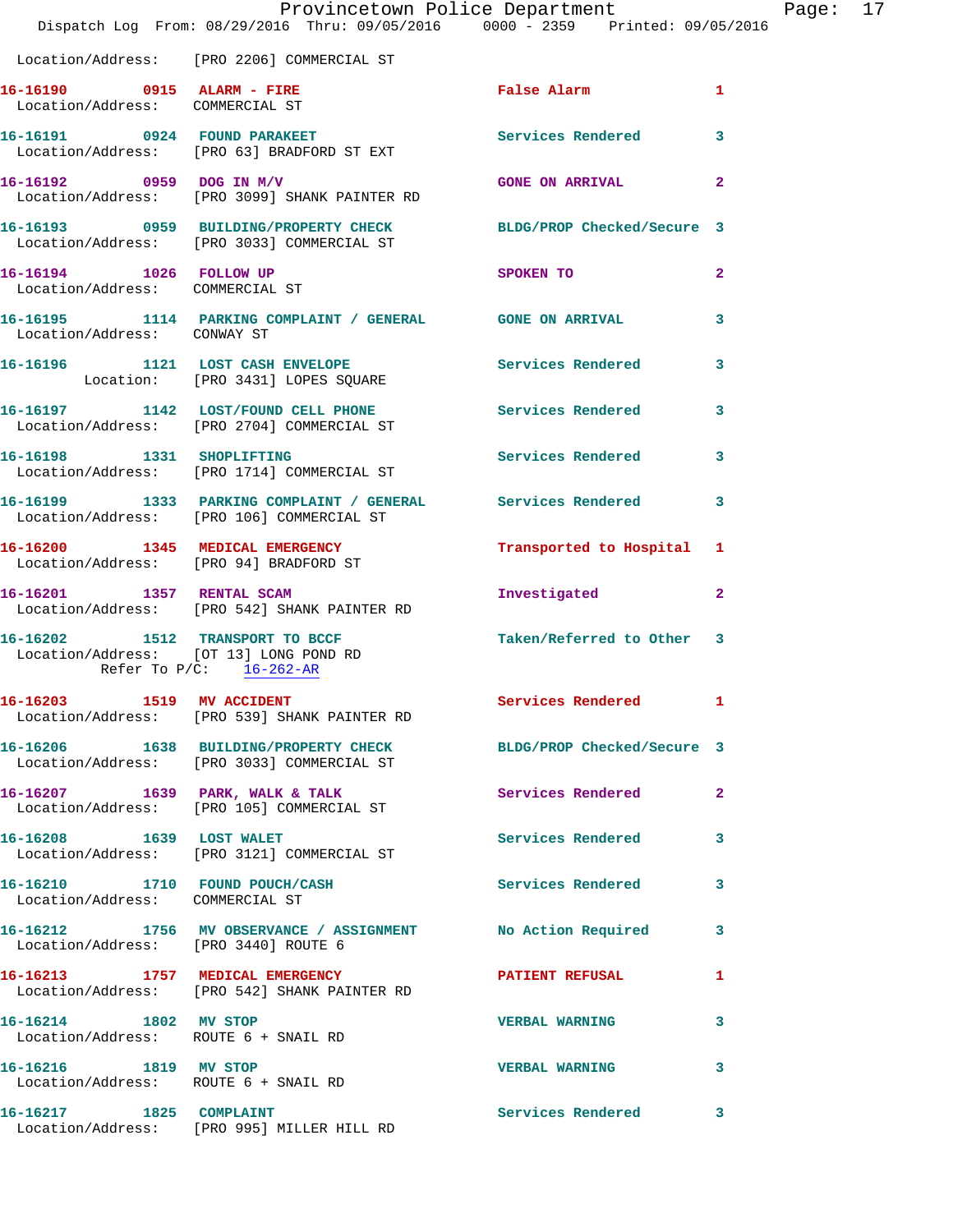Location/Address: [PRO 2206] COMMERCIAL ST

**16-16190** 0915 ALARM - FIRE False Alarm 1
Location/Address: COMMERCIAL ST

**16-16191** 0924 FOUND PARAKEET Services Rendered 3
Location/Address: [PRO 63] BRADFORD ST EXT

**16-16192** 0959 DOG IN M/V GONE ON ARRIVAL 2
Location/Address: [PRO 3099] SHANK PAINTER RD

**16-16193** 0959 BUILDING/PROPERTY CHECK BLDG/PROP Checked/Secure 3
Location/Address: [PRO 3033] COMMERCIAL ST

**16-16194** 1026 FOLLOW UP SPOKEN TO 2
Location/Address: COMMERCIAL ST

**16-16195** 1114 PARKING COMPLAINT / GENERAL GONE ON ARRIVAL 3
Location/Address: CONWAY ST

**16-16196** 1121 LOST CASH ENVELOPE Services Rendered 3
Location: [PRO 3431] LOPES SQUARE

**16-16197** 1142 LOST/FOUND CELL PHONE Services Rendered 3
Location/Address: [PRO 2704] COMMERCIAL ST

**16-16198** 1331 SHOPLIFTING Services Rendered 3
Location/Address: [PRO 1714] COMMERCIAL ST

**16-16199** 1333 PARKING COMPLAINT / GENERAL Services Rendered 3
Location/Address: [PRO 106] COMMERCIAL ST

**16-16200** 1345 MEDICAL EMERGENCY Transported to Hospital 1
Location/Address: [PRO 94] BRADFORD ST

**16-16201** 1357 RENTAL SCAM Investigated 2
Location/Address: [PRO 542] SHANK PAINTER RD

**16-16202** 1512 TRANSPORT TO BCCF Taken/Referred to Other 3
Location/Address: [OT 13] LONG POND RD
Refer To P/C: 16-262-AR

**16-16203** 1519 MV ACCIDENT Services Rendered 1
Location/Address: [PRO 539] SHANK PAINTER RD

**16-16206** 1638 BUILDING/PROPERTY CHECK BLDG/PROP Checked/Secure 3
Location/Address: [PRO 3033] COMMERCIAL ST

**16-16207** 1639 PARK, WALK & TALK Services Rendered 2
Location/Address: [PRO 105] COMMERCIAL ST

**16-16208** 1639 LOST WALET Services Rendered 3
Location/Address: [PRO 3121] COMMERCIAL ST

**16-16210** 1710 FOUND POUCH/CASH Services Rendered 3
Location/Address: COMMERCIAL ST

**16-16212** 1756 MV OBSERVANCE / ASSIGNMENT No Action Required 3
Location/Address: [PRO 3440] ROUTE 6

**16-16213** 1757 MEDICAL EMERGENCY PATIENT REFUSAL 1
Location/Address: [PRO 542] SHANK PAINTER RD

**16-16214** 1802 MV STOP VERBAL WARNING 3
Location/Address: ROUTE 6 + SNAIL RD

**16-16216** 1819 MV STOP VERBAL WARNING 3
Location/Address: ROUTE 6 + SNAIL RD

**16-16217** 1825 COMPLAINT Services Rendered 3
Location/Address: [PRO 995] MILLER HILL RD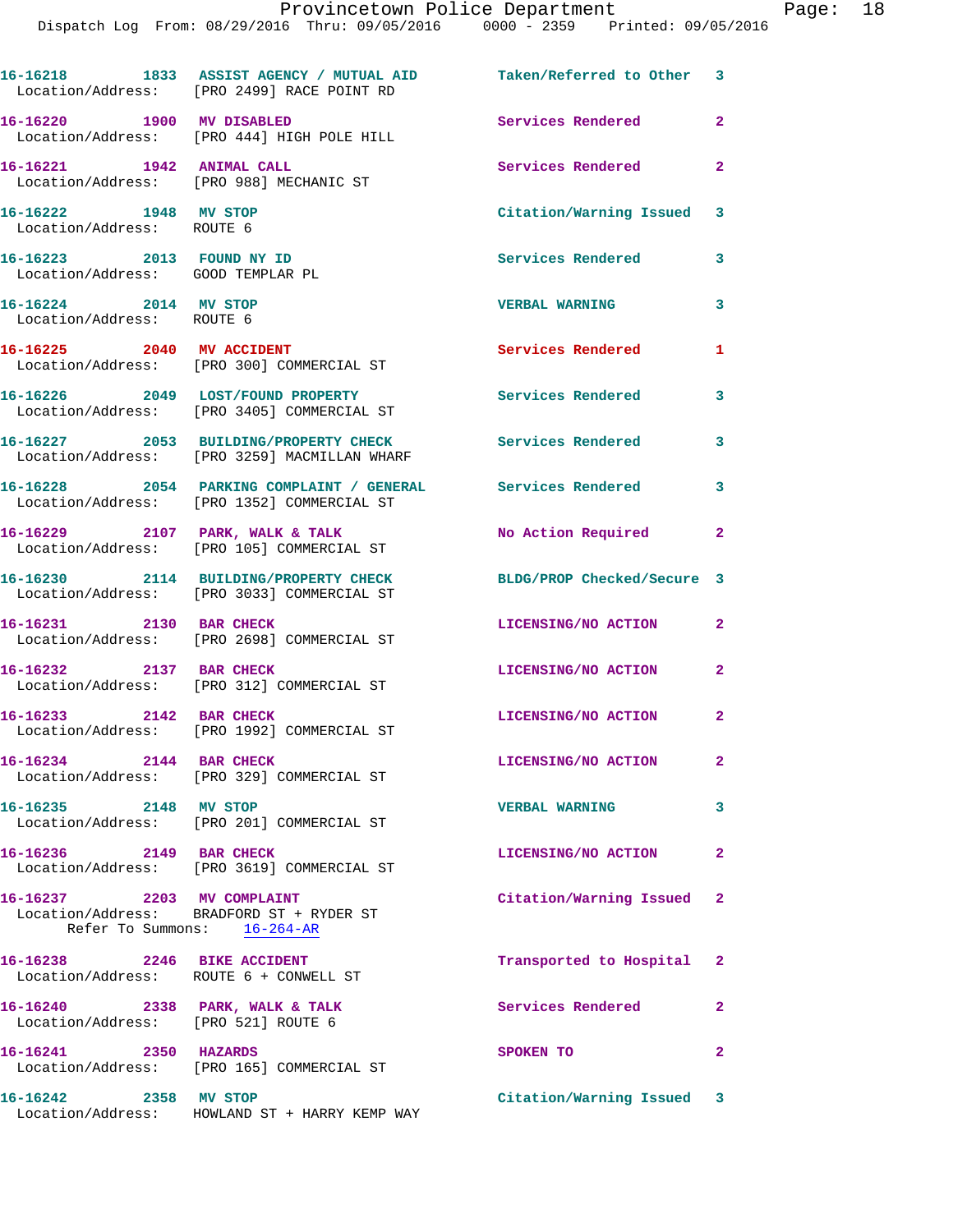16-16218 1833 ASSIST AGENCY / MUTUAL AID Taken/Referred to Other 3
Location/Address: [PRO 2499] RACE POINT RD

16-16220 1900 MV DISABLED Services Rendered 2
Location/Address: [PRO 444] HIGH POLE HILL

16-16221 1942 ANIMAL CALL Services Rendered 2
Location/Address: [PRO 988] MECHANIC ST

16-16222 1948 MV STOP Citation/Warning Issued 3
Location/Address: ROUTE 6

16-16223 2013 FOUND NY ID Services Rendered 3
Location/Address: GOOD TEMPLAR PL

16-16224 2014 MV STOP VERBAL WARNING 3
Location/Address: ROUTE 6

16-16225 2040 MV ACCIDENT Services Rendered 1
Location/Address: [PRO 300] COMMERCIAL ST

16-16226 2049 LOST/FOUND PROPERTY Services Rendered 3
Location/Address: [PRO 3405] COMMERCIAL ST

16-16227 2053 BUILDING/PROPERTY CHECK Services Rendered 3
Location/Address: [PRO 3259] MACMILLAN WHARF

16-16228 2054 PARKING COMPLAINT / GENERAL Services Rendered 3
Location/Address: [PRO 1352] COMMERCIAL ST

16-16229 2107 PARK, WALK & TALK No Action Required 2
Location/Address: [PRO 105] COMMERCIAL ST

16-16230 2114 BUILDING/PROPERTY CHECK BLDG/PROP Checked/Secure 3
Location/Address: [PRO 3033] COMMERCIAL ST

16-16231 2130 BAR CHECK LICENSING/NO ACTION 2
Location/Address: [PRO 2698] COMMERCIAL ST

16-16232 2137 BAR CHECK LICENSING/NO ACTION 2
Location/Address: [PRO 312] COMMERCIAL ST

16-16233 2142 BAR CHECK LICENSING/NO ACTION 2
Location/Address: [PRO 1992] COMMERCIAL ST

16-16234 2144 BAR CHECK LICENSING/NO ACTION 2
Location/Address: [PRO 329] COMMERCIAL ST

16-16235 2148 MV STOP VERBAL WARNING 3
Location/Address: [PRO 201] COMMERCIAL ST

16-16236 2149 BAR CHECK LICENSING/NO ACTION 2
Location/Address: [PRO 3619] COMMERCIAL ST

16-16237 2203 MV COMPLAINT Citation/Warning Issued 2
Location/Address: BRADFORD ST + RYDER ST
Refer To Summons: 16-264-AR

16-16238 2246 BIKE ACCIDENT Transported to Hospital 2
Location/Address: ROUTE 6 + CONWELL ST

16-16240 2338 PARK, WALK & TALK Services Rendered 2
Location/Address: [PRO 521] ROUTE 6

16-16241 2350 HAZARDS SPOKEN TO 2
Location/Address: [PRO 165] COMMERCIAL ST

16-16242 2358 MV STOP Citation/Warning Issued 3
Location/Address: HOWLAND ST + HARRY KEMP WAY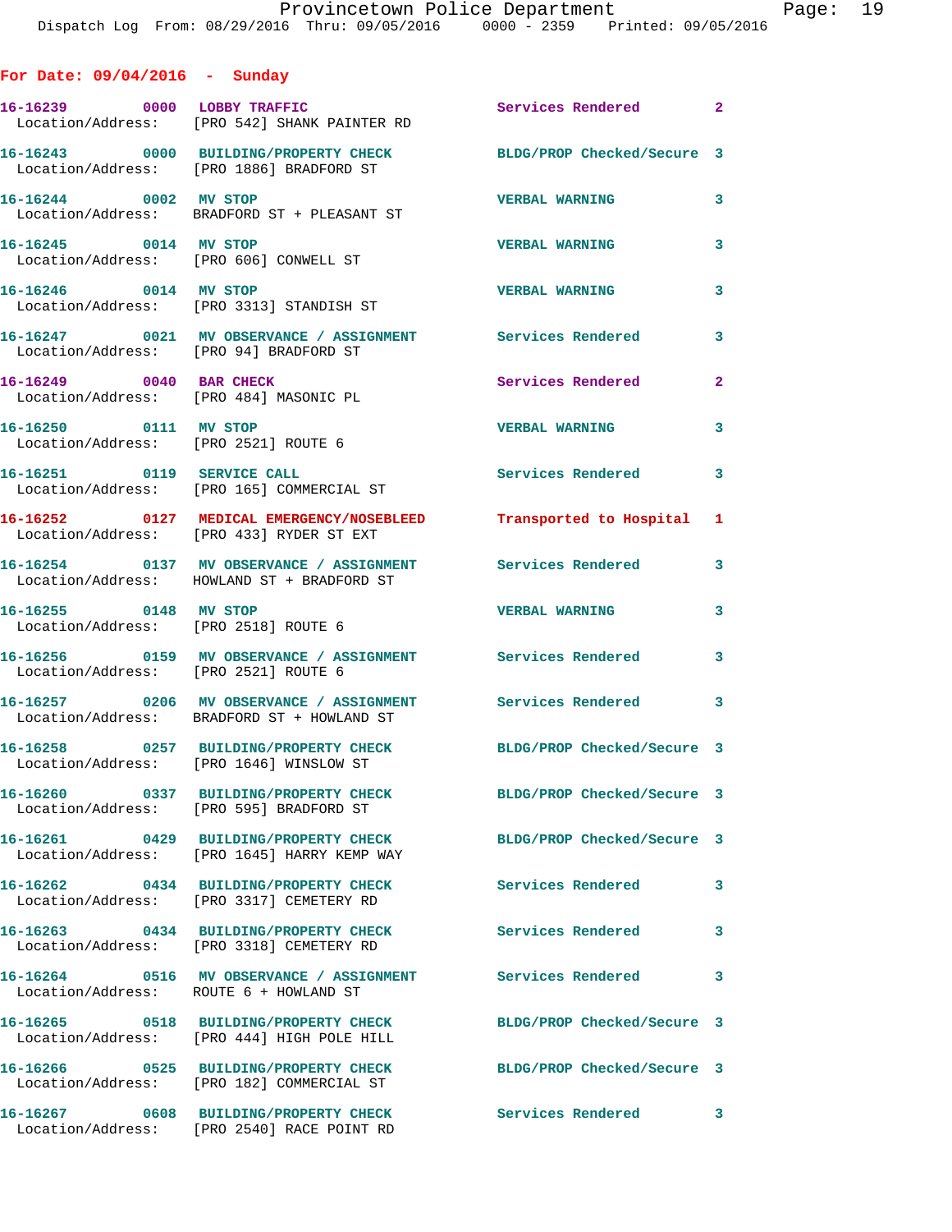## For Date: 09/04/2016 - Sunday

| | | | | |
|---|---|---|---|---|
| 16-16239 | 0000 | LOBBY TRAFFIC | Services Rendered | 2 |
| Location/Address: | [PRO 542] SHANK PAINTER RD | | | |
| 16-16243 | 0000 | BUILDING/PROPERTY CHECK | BLDG/PROP Checked/Secure | 3 |
| Location/Address: | [PRO 1886] BRADFORD ST | | | |
| 16-16244 | 0002 | MV STOP | VERBAL WARNING | 3 |
| Location/Address: | BRADFORD ST + PLEASANT ST | | | |
| 16-16245 | 0014 | MV STOP | VERBAL WARNING | 3 |
| Location/Address: | [PRO 606] CONWELL ST | | | |
| 16-16246 | 0014 | MV STOP | VERBAL WARNING | 3 |
| Location/Address: | [PRO 3313] STANDISH ST | | | |
| 16-16247 | 0021 | MV OBSERVANCE / ASSIGNMENT | Services Rendered | 3 |
| Location/Address: | [PRO 94] BRADFORD ST | | | |
| 16-16249 | 0040 | BAR CHECK | Services Rendered | 2 |
| Location/Address: | [PRO 484] MASONIC PL | | | |
| 16-16250 | 0111 | MV STOP | VERBAL WARNING | 3 |
| Location/Address: | [PRO 2521] ROUTE 6 | | | |
| 16-16251 | 0119 | SERVICE CALL | Services Rendered | 3 |
| Location/Address: | [PRO 165] COMMERCIAL ST | | | |
| 16-16252 | 0127 | MEDICAL EMERGENCY/NOSEBLEED | Transported to Hospital | 1 |
| Location/Address: | [PRO 433] RYDER ST EXT | | | |
| 16-16254 | 0137 | MV OBSERVANCE / ASSIGNMENT | Services Rendered | 3 |
| Location/Address: | HOWLAND ST + BRADFORD ST | | | |
| 16-16255 | 0148 | MV STOP | VERBAL WARNING | 3 |
| Location/Address: | [PRO 2518] ROUTE 6 | | | |
| 16-16256 | 0159 | MV OBSERVANCE / ASSIGNMENT | Services Rendered | 3 |
| Location/Address: | [PRO 2521] ROUTE 6 | | | |
| 16-16257 | 0206 | MV OBSERVANCE / ASSIGNMENT | Services Rendered | 3 |
| Location/Address: | BRADFORD ST + HOWLAND ST | | | |
| 16-16258 | 0257 | BUILDING/PROPERTY CHECK | BLDG/PROP Checked/Secure | 3 |
| Location/Address: | [PRO 1646] WINSLOW ST | | | |
| 16-16260 | 0337 | BUILDING/PROPERTY CHECK | BLDG/PROP Checked/Secure | 3 |
| Location/Address: | [PRO 595] BRADFORD ST | | | |
| 16-16261 | 0429 | BUILDING/PROPERTY CHECK | BLDG/PROP Checked/Secure | 3 |
| Location/Address: | [PRO 1645] HARRY KEMP WAY | | | |
| 16-16262 | 0434 | BUILDING/PROPERTY CHECK | Services Rendered | 3 |
| Location/Address: | [PRO 3317] CEMETERY RD | | | |
| 16-16263 | 0434 | BUILDING/PROPERTY CHECK | Services Rendered | 3 |
| Location/Address: | [PRO 3318] CEMETERY RD | | | |
| 16-16264 | 0516 | MV OBSERVANCE / ASSIGNMENT | Services Rendered | 3 |
| Location/Address: | ROUTE 6 + HOWLAND ST | | | |
| 16-16265 | 0518 | BUILDING/PROPERTY CHECK | BLDG/PROP Checked/Secure | 3 |
| Location/Address: | [PRO 444] HIGH POLE HILL | | | |
| 16-16266 | 0525 | BUILDING/PROPERTY CHECK | BLDG/PROP Checked/Secure | 3 |
| Location/Address: | [PRO 182] COMMERCIAL ST | | | |
| 16-16267 | 0608 | BUILDING/PROPERTY CHECK | Services Rendered | 3 |
| Location/Address: | [PRO 2540] RACE POINT RD | | | |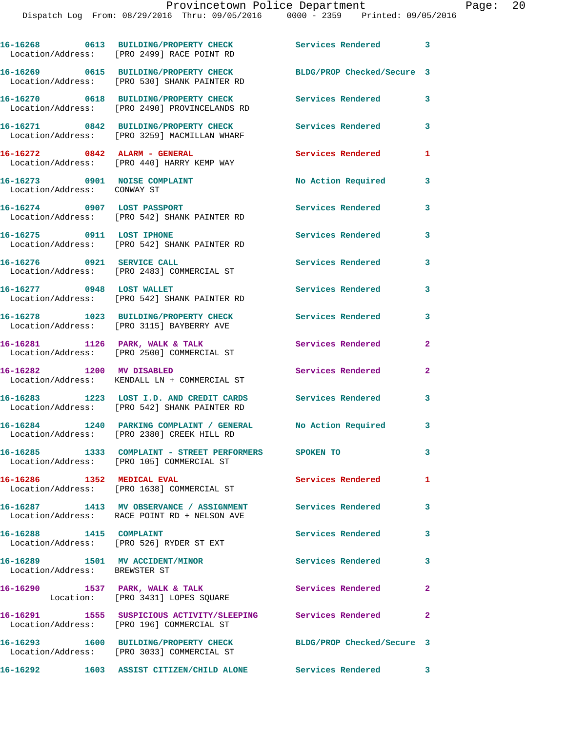16-16268 0613 BUILDING/PROPERTY CHECK Services Rendered 3
Location/Address: [PRO 2499] RACE POINT RD

16-16269 0615 BUILDING/PROPERTY CHECK BLDG/PROP Checked/Secure 3
Location/Address: [PRO 530] SHANK PAINTER RD

16-16270 0618 BUILDING/PROPERTY CHECK Services Rendered 3
Location/Address: [PRO 2490] PROVINCELANDS RD

16-16271 0842 BUILDING/PROPERTY CHECK Services Rendered 3
Location/Address: [PRO 3259] MACMILLAN WHARF

16-16272 0842 ALARM - GENERAL Services Rendered 1
Location/Address: [PRO 440] HARRY KEMP WAY

16-16273 0901 NOISE COMPLAINT No Action Required 3
Location/Address: CONWAY ST

16-16274 0907 LOST PASSPORT Services Rendered 3
Location/Address: [PRO 542] SHANK PAINTER RD

16-16275 0911 LOST IPHONE Services Rendered 3
Location/Address: [PRO 542] SHANK PAINTER RD

16-16276 0921 SERVICE CALL Services Rendered 3
Location/Address: [PRO 2483] COMMERCIAL ST

16-16277 0948 LOST WALLET Services Rendered 3
Location/Address: [PRO 542] SHANK PAINTER RD

16-16278 1023 BUILDING/PROPERTY CHECK Services Rendered 3
Location/Address: [PRO 3115] BAYBERRY AVE

16-16281 1126 PARK, WALK & TALK Services Rendered 2
Location/Address: [PRO 2500] COMMERCIAL ST

16-16282 1200 MV DISABLED Services Rendered 2
Location/Address: KENDALL LN + COMMERCIAL ST

16-16283 1223 LOST I.D. AND CREDIT CARDS Services Rendered 3
Location/Address: [PRO 542] SHANK PAINTER RD

16-16284 1240 PARKING COMPLAINT / GENERAL No Action Required 3
Location/Address: [PRO 2380] CREEK HILL RD

16-16285 1333 COMPLAINT - STREET PERFORMERS SPOKEN TO 3
Location/Address: [PRO 105] COMMERCIAL ST

16-16286 1352 MEDICAL EVAL Services Rendered 1
Location/Address: [PRO 1638] COMMERCIAL ST

16-16287 1413 MV OBSERVANCE / ASSIGNMENT Services Rendered 3
Location/Address: RACE POINT RD + NELSON AVE

16-16288 1415 COMPLAINT Services Rendered 3
Location/Address: [PRO 526] RYDER ST EXT

16-16289 1501 MV ACCIDENT/MINOR Services Rendered 3
Location/Address: BREWSTER ST

16-16290 1537 PARK, WALK & TALK Services Rendered 2
Location: [PRO 3431] LOPES SQUARE

16-16291 1555 SUSPICIOUS ACTIVITY/SLEEPING Services Rendered 2
Location/Address: [PRO 196] COMMERCIAL ST

16-16293 1600 BUILDING/PROPERTY CHECK BLDG/PROP Checked/Secure 3
Location/Address: [PRO 3033] COMMERCIAL ST

16-16292 1603 ASSIST CITIZEN/CHILD ALONE Services Rendered 3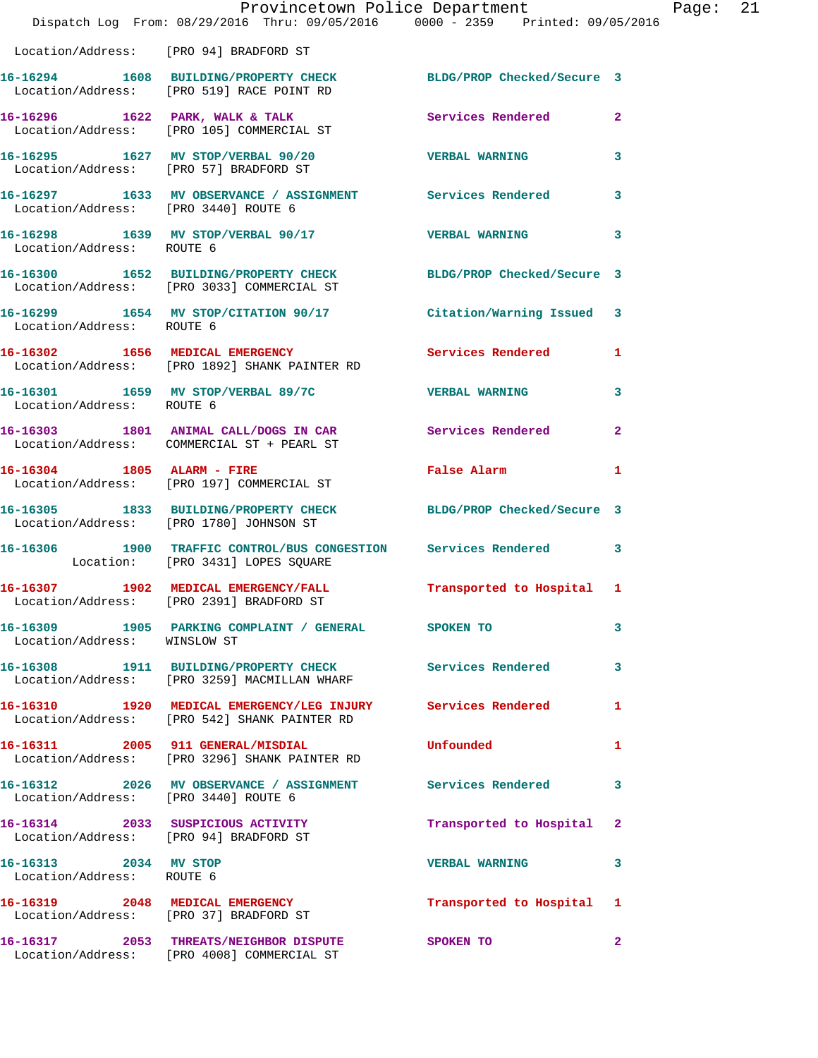Location/Address: [PRO 94] BRADFORD ST

16-16294 1608 BUILDING/PROPERTY CHECK BLDG/PROP Checked/Secure 3
Location/Address: [PRO 519] RACE POINT RD

16-16296 1622 PARK, WALK & TALK Services Rendered 2
Location/Address: [PRO 105] COMMERCIAL ST

16-16295 1627 MV STOP/VERBAL 90/20 VERBAL WARNING 3
Location/Address: [PRO 57] BRADFORD ST

16-16297 1633 MV OBSERVANCE / ASSIGNMENT Services Rendered 3
Location/Address: [PRO 3440] ROUTE 6

16-16298 1639 MV STOP/VERBAL 90/17 VERBAL WARNING 3
Location/Address: ROUTE 6

16-16300 1652 BUILDING/PROPERTY CHECK BLDG/PROP Checked/Secure 3
Location/Address: [PRO 3033] COMMERCIAL ST

16-16299 1654 MV STOP/CITATION 90/17 Citation/Warning Issued 3
Location/Address: ROUTE 6

16-16302 1656 MEDICAL EMERGENCY Services Rendered 1
Location/Address: [PRO 1892] SHANK PAINTER RD

16-16301 1659 MV STOP/VERBAL 89/7C VERBAL WARNING 3
Location/Address: ROUTE 6

16-16303 1801 ANIMAL CALL/DOGS IN CAR Services Rendered 2
Location/Address: COMMERCIAL ST + PEARL ST

16-16304 1805 ALARM - FIRE False Alarm 1
Location/Address: [PRO 197] COMMERCIAL ST

16-16305 1833 BUILDING/PROPERTY CHECK BLDG/PROP Checked/Secure 3
Location/Address: [PRO 1780] JOHNSON ST

16-16306 1900 TRAFFIC CONTROL/BUS CONGESTION Services Rendered 3
Location: [PRO 3431] LOPES SQUARE

16-16307 1902 MEDICAL EMERGENCY/FALL Transported to Hospital 1
Location/Address: [PRO 2391] BRADFORD ST

16-16309 1905 PARKING COMPLAINT / GENERAL SPOKEN TO 3
Location/Address: WINSLOW ST

16-16308 1911 BUILDING/PROPERTY CHECK Services Rendered 3
Location/Address: [PRO 3259] MACMILLAN WHARF

16-16310 1920 MEDICAL EMERGENCY/LEG INJURY Services Rendered 1
Location/Address: [PRO 542] SHANK PAINTER RD

16-16311 2005 911 GENERAL/MISDIAL Unfounded 1
Location/Address: [PRO 3296] SHANK PAINTER RD

16-16312 2026 MV OBSERVANCE / ASSIGNMENT Services Rendered 3
Location/Address: [PRO 3440] ROUTE 6

16-16314 2033 SUSPICIOUS ACTIVITY Transported to Hospital 2
Location/Address: [PRO 94] BRADFORD ST

16-16313 2034 MV STOP VERBAL WARNING 3
Location/Address: ROUTE 6

16-16319 2048 MEDICAL EMERGENCY Transported to Hospital 1
Location/Address: [PRO 37] BRADFORD ST

16-16317 2053 THREATS/NEIGHBOR DISPUTE SPOKEN TO 2
Location/Address: [PRO 4008] COMMERCIAL ST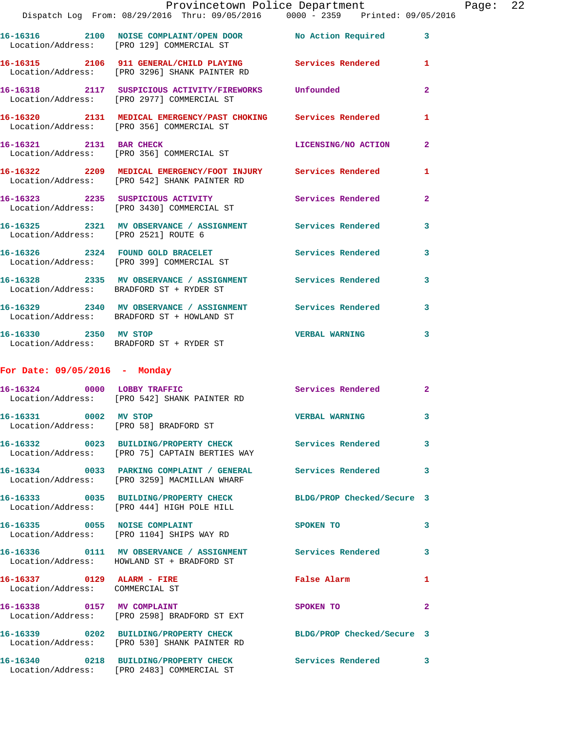16-16316 2100 NOISE COMPLAINT/OPEN DOOR No Action Required 3
Location/Address: [PRO 129] COMMERCIAL ST

16-16315 2106 911 GENERAL/CHILD PLAYING Services Rendered 1
Location/Address: [PRO 3296] SHANK PAINTER RD

16-16318 2117 SUSPICIOUS ACTIVITY/FIREWORKS Unfounded 2
Location/Address: [PRO 2977] COMMERCIAL ST

16-16320 2131 MEDICAL EMERGENCY/PAST CHOKING Services Rendered 1
Location/Address: [PRO 356] COMMERCIAL ST

16-16321 2131 BAR CHECK LICENSING/NO ACTION 2
Location/Address: [PRO 356] COMMERCIAL ST

16-16322 2209 MEDICAL EMERGENCY/FOOT INJURY Services Rendered 1
Location/Address: [PRO 542] SHANK PAINTER RD

16-16323 2235 SUSPICIOUS ACTIVITY Services Rendered 2
Location/Address: [PRO 3430] COMMERCIAL ST

16-16325 2321 MV OBSERVANCE / ASSIGNMENT Services Rendered 3
Location/Address: [PRO 2521] ROUTE 6

16-16326 2324 FOUND GOLD BRACELET Services Rendered 3
Location/Address: [PRO 399] COMMERCIAL ST

16-16328 2335 MV OBSERVANCE / ASSIGNMENT Services Rendered 3
Location/Address: BRADFORD ST + RYDER ST

16-16329 2340 MV OBSERVANCE / ASSIGNMENT Services Rendered 3
Location/Address: BRADFORD ST + HOWLAND ST

16-16330 2350 MV STOP VERBAL WARNING 3
Location/Address: BRADFORD ST + RYDER ST

## For Date: 09/05/2016 - Monday

16-16324 0000 LOBBY TRAFFIC Services Rendered 2
Location/Address: [PRO 542] SHANK PAINTER RD

16-16331 0002 MV STOP VERBAL WARNING 3
Location/Address: [PRO 58] BRADFORD ST

16-16332 0023 BUILDING/PROPERTY CHECK Services Rendered 3
Location/Address: [PRO 75] CAPTAIN BERTIES WAY

16-16334 0033 PARKING COMPLAINT / GENERAL Services Rendered 3
Location/Address: [PRO 3259] MACMILLAN WHARF

16-16333 0035 BUILDING/PROPERTY CHECK BLDG/PROP Checked/Secure 3
Location/Address: [PRO 444] HIGH POLE HILL

16-16335 0055 NOISE COMPLAINT SPOKEN TO 3
Location/Address: [PRO 1104] SHIPS WAY RD

16-16336 0111 MV OBSERVANCE / ASSIGNMENT Services Rendered 3
Location/Address: HOWLAND ST + BRADFORD ST

16-16337 0129 ALARM - FIRE False Alarm 1
Location/Address: COMMERCIAL ST

16-16338 0157 MV COMPLAINT SPOKEN TO 2
Location/Address: [PRO 2598] BRADFORD ST EXT

16-16339 0202 BUILDING/PROPERTY CHECK BLDG/PROP Checked/Secure 3
Location/Address: [PRO 530] SHANK PAINTER RD

16-16340 0218 BUILDING/PROPERTY CHECK Services Rendered 3
Location/Address: [PRO 2483] COMMERCIAL ST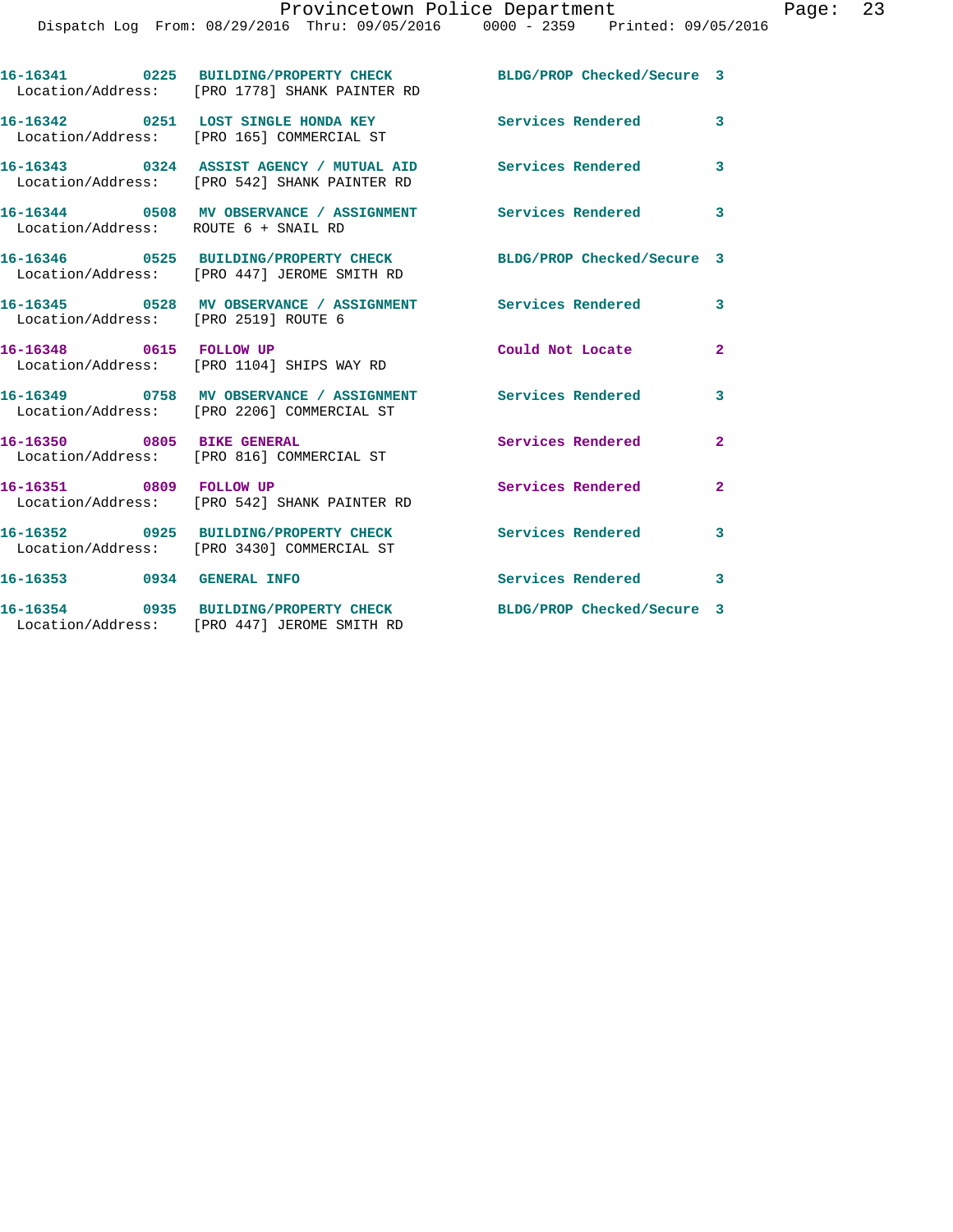16-16341 0225 BUILDING/PROPERTY CHECK BLDG/PROP Checked/Secure 3
Location/Address: [PRO 1778] SHANK PAINTER RD

16-16342 0251 LOST SINGLE HONDA KEY Services Rendered 3
Location/Address: [PRO 165] COMMERCIAL ST

16-16343 0324 ASSIST AGENCY / MUTUAL AID Services Rendered 3
Location/Address: [PRO 542] SHANK PAINTER RD

16-16344 0508 MV OBSERVANCE / ASSIGNMENT Services Rendered 3
Location/Address: ROUTE 6 + SNAIL RD

16-16346 0525 BUILDING/PROPERTY CHECK BLDG/PROP Checked/Secure 3
Location/Address: [PRO 447] JEROME SMITH RD

16-16345 0528 MV OBSERVANCE / ASSIGNMENT Services Rendered 3
Location/Address: [PRO 2519] ROUTE 6

16-16348 0615 FOLLOW UP Could Not Locate 2
Location/Address: [PRO 1104] SHIPS WAY RD

16-16349 0758 MV OBSERVANCE / ASSIGNMENT Services Rendered 3
Location/Address: [PRO 2206] COMMERCIAL ST

16-16350 0805 BIKE GENERAL Services Rendered 2
Location/Address: [PRO 816] COMMERCIAL ST

16-16351 0809 FOLLOW UP Services Rendered 2
Location/Address: [PRO 542] SHANK PAINTER RD

16-16352 0925 BUILDING/PROPERTY CHECK Services Rendered 3
Location/Address: [PRO 3430] COMMERCIAL ST

16-16353 0934 GENERAL INFO Services Rendered 3

16-16354 0935 BUILDING/PROPERTY CHECK BLDG/PROP Checked/Secure 3
Location/Address: [PRO 447] JEROME SMITH RD